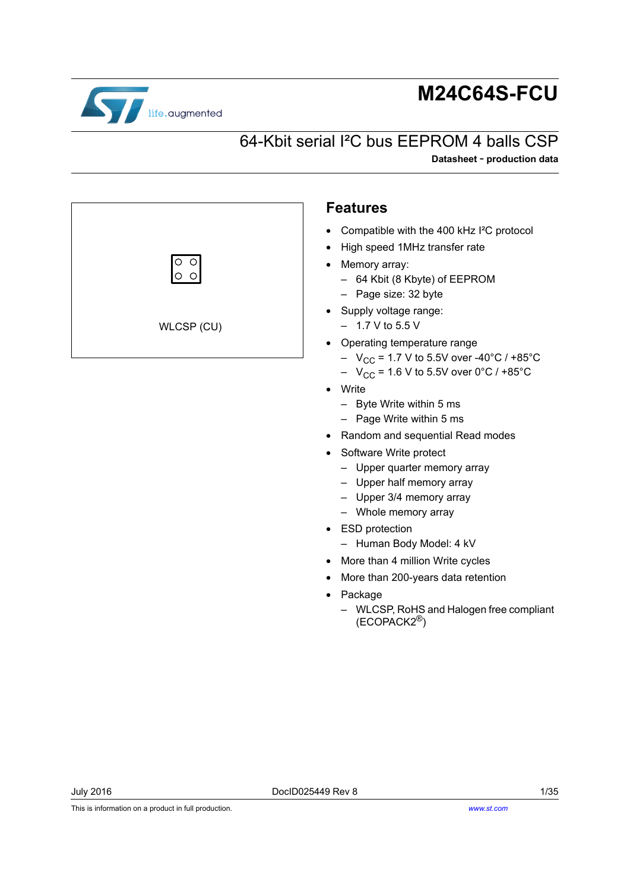# M24C64S-FCU

## 64-Kbit serial I²C bus EEPROM 4 balls CSP

**Datasheet - production data**

WLCSP (CU)

## Features

- Compatible with the 400 kHz I²C protocol
- High speed 1MHz transfer rate
- Memory array:
  - 64 Kbit (8 Kbyte) of EEPROM
  - Page size: 32 byte
- Supply voltage range:
  - 1.7 V to 5.5 V
- Operating temperature range
  - $V_{CC}$ = 1.7 V to 5.5V over -40°C / +85°C
  - $V_{CC}$ = 1.6 V to 5.5V over 0°C / +85°C
- Write
  - Byte Write within 5 ms
  - Page Write within 5 ms
- Random and sequential Read modes
- Software Write protect
  - Upper quarter memory array
  - Upper half memory array
  - Upper 3/4 memory array
  - Whole memory array
- ESD protection
  - Human Body Model: 4 kV
- More than 4 million Write cycles
- More than 200-years data retention
- Package
  - WLCSP, RoHS and Halogen free compliant (ECOPACK2®)

July 2016 DocID025449 Rev 8

This is information on a product in full production.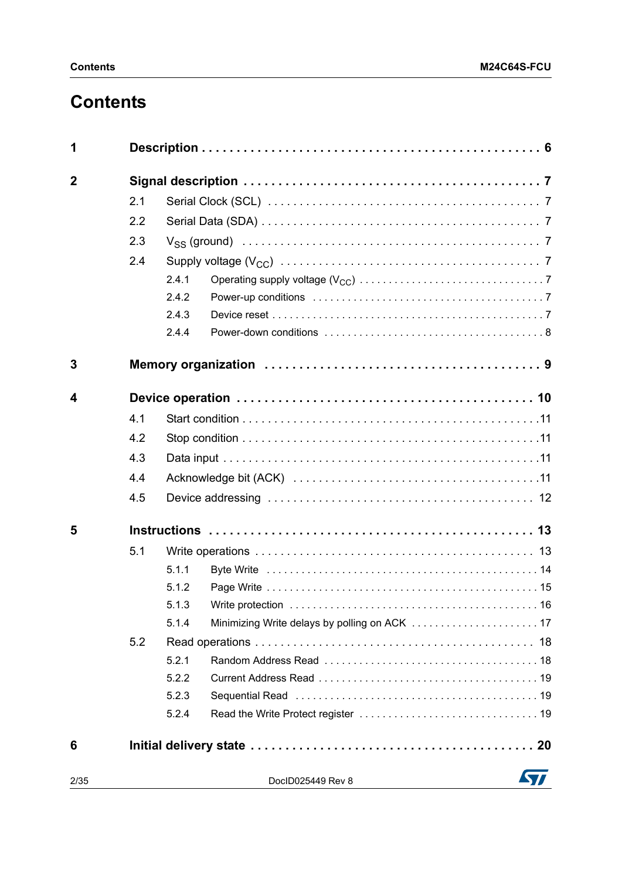# Contents

**1 Description** . . . . . . . . . . . . . . . . . . . . . . . . . . . . . . . . . . . . . . . . . . . . . . . . **6**

**2 Signal description** . . . . . . . . . . . . . . . . . . . . . . . . . . . . . . . . . . . . . . . . . . . **7**

- 2.1 Serial Clock (SCL) . . . . . . . . . . . . . . . . . . . . . . . . . . . . . . . . . . . . . . . . 7
- 2.2 Serial Data (SDA) . . . . . . . . . . . . . . . . . . . . . . . . . . . . . . . . . . . . . . . . 7
- 2.3 $V_{SS}$ (ground) . . . . . . . . . . . . . . . . . . . . . . . . . . . . . . . . . . . . . . . . 7
- 2.4 Supply voltage ($V_{CC}$) . . . . . . . . . . . . . . . . . . . . . . . . . . . . . . . . . . . 7
  - 2.4.1 Operating supply voltage ($V_{CC}$) . . . . . . . . . . . . . . . . . . . . . . . . . . . . 7
  - 2.4.2 Power-up conditions . . . . . . . . . . . . . . . . . . . . . . . . . . . . . . . . . . . 7
  - 2.4.3 Device reset . . . . . . . . . . . . . . . . . . . . . . . . . . . . . . . . . . . . . . . . . 7
  - 2.4.4 Power-down conditions . . . . . . . . . . . . . . . . . . . . . . . . . . . . . . . . . 8

**3 Memory organization** . . . . . . . . . . . . . . . . . . . . . . . . . . . . . . . . . . . . . . **9**

**4 Device operation** . . . . . . . . . . . . . . . . . . . . . . . . . . . . . . . . . . . . . . . . . **10**

- 4.1 Start condition . . . . . . . . . . . . . . . . . . . . . . . . . . . . . . . . . . . . . . . . . . . 11
- 4.2 Stop condition . . . . . . . . . . . . . . . . . . . . . . . . . . . . . . . . . . . . . . . . . . . 11
- 4.3 Data input . . . . . . . . . . . . . . . . . . . . . . . . . . . . . . . . . . . . . . . . . . . . . . 11
- 4.4 Acknowledge bit (ACK) . . . . . . . . . . . . . . . . . . . . . . . . . . . . . . . . . . . . 11
- 4.5 Device addressing . . . . . . . . . . . . . . . . . . . . . . . . . . . . . . . . . . . . . . . . 12

**5 Instructions** . . . . . . . . . . . . . . . . . . . . . . . . . . . . . . . . . . . . . . . . . . . . . . **13**

- 5.1 Write operations . . . . . . . . . . . . . . . . . . . . . . . . . . . . . . . . . . . . . . . . . 13
  - 5.1.1 Byte Write . . . . . . . . . . . . . . . . . . . . . . . . . . . . . . . . . . . . . . . . . . . 14
  - 5.1.2 Page Write . . . . . . . . . . . . . . . . . . . . . . . . . . . . . . . . . . . . . . . . . . . 15
  - 5.1.3 Write protection . . . . . . . . . . . . . . . . . . . . . . . . . . . . . . . . . . . . . . . 16
  - 5.1.4 Minimizing Write delays by polling on ACK . . . . . . . . . . . . . . . . . . . . . 17
- 5.2 Read operations . . . . . . . . . . . . . . . . . . . . . . . . . . . . . . . . . . . . . . . . . . 18
  - 5.2.1 Random Address Read . . . . . . . . . . . . . . . . . . . . . . . . . . . . . . . . . . 18
  - 5.2.2 Current Address Read . . . . . . . . . . . . . . . . . . . . . . . . . . . . . . . . . . . 19
  - 5.2.3 Sequential Read . . . . . . . . . . . . . . . . . . . . . . . . . . . . . . . . . . . . . . . 19
  - 5.2.4 Read the Write Protect register . . . . . . . . . . . . . . . . . . . . . . . . . . . . 19

**6 Initial delivery state** . . . . . . . . . . . . . . . . . . . . . . . . . . . . . . . . . . . . . . . . **20**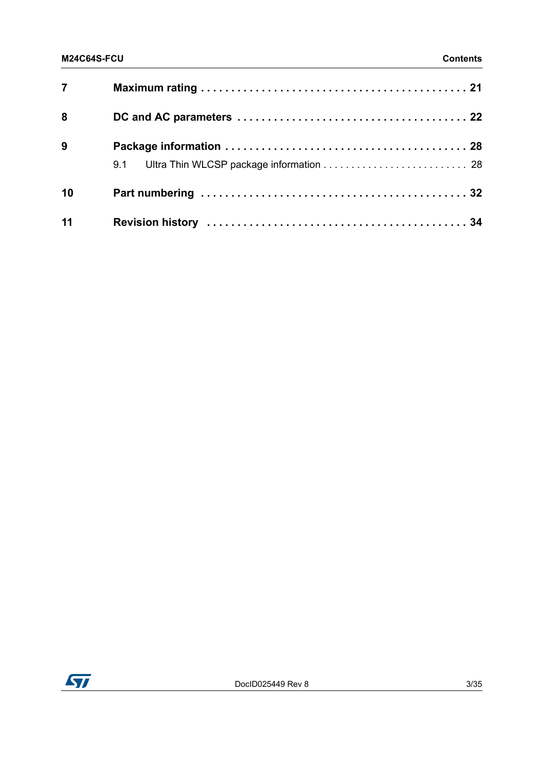| | | |
|---|---|---|
| **7** | **Maximum rating** | **21** |
| **8** | **DC and AC parameters** | **22** |
| **9** | **Package information** | **28** |
| | 9.1 Ultra Thin WLCSP package information | 28 |
| **10** | **Part numbering** | **32** |
| **11** | **Revision history** | **34** |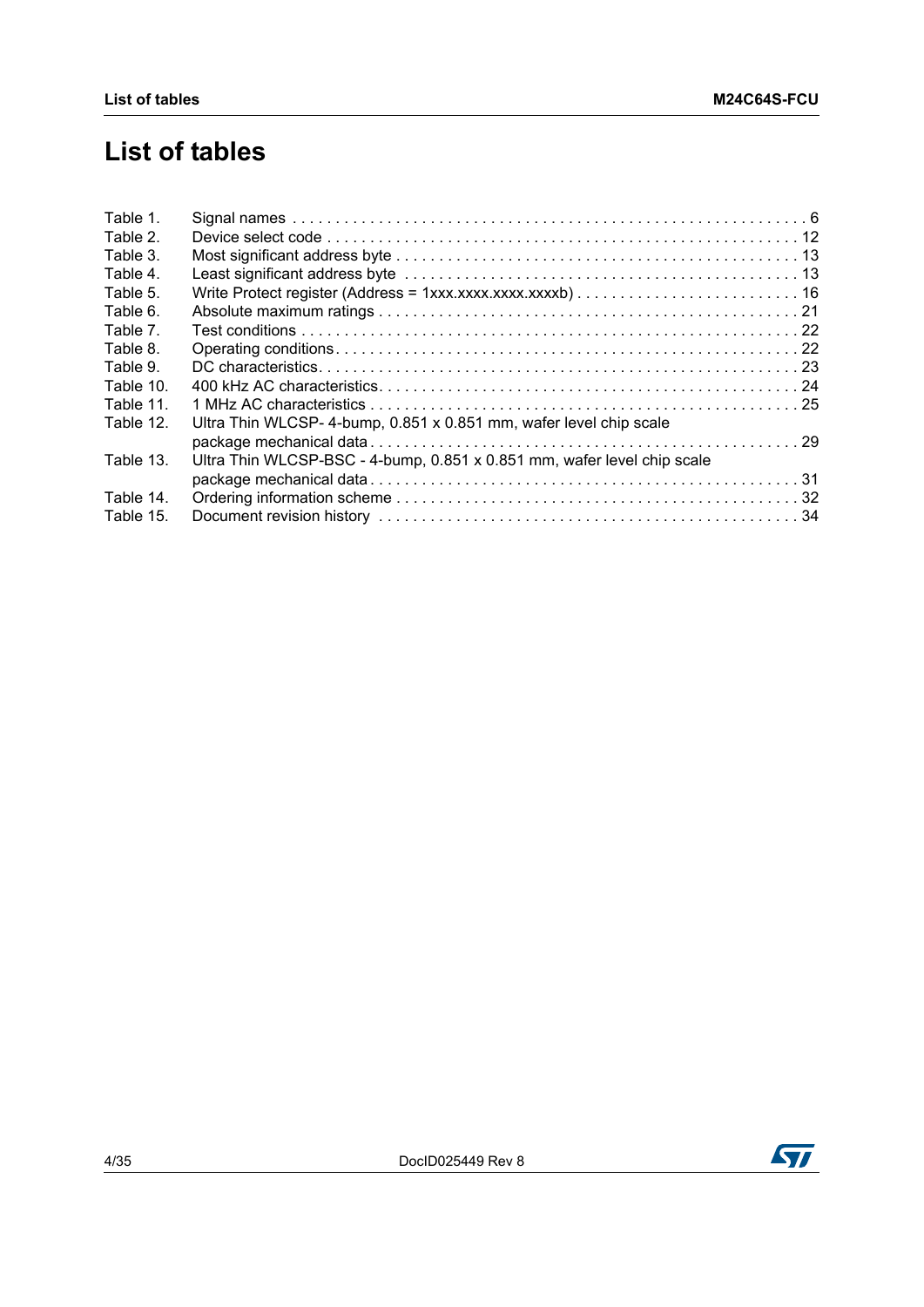# List of tables

Table 1. Signal names . . . . . . . . . . . . . . . . . . . . . . . . . . . . . . . . . . . . . . . . . . . . . . . . . . . . . . . . . . . . 6
Table 2. Device select code . . . . . . . . . . . . . . . . . . . . . . . . . . . . . . . . . . . . . . . . . . . . . . . . . . . . . . . 12
Table 3. Most significant address byte . . . . . . . . . . . . . . . . . . . . . . . . . . . . . . . . . . . . . . . . . . . . . . . 13
Table 4. Least significant address byte . . . . . . . . . . . . . . . . . . . . . . . . . . . . . . . . . . . . . . . . . . . . . . 13
Table 5. Write Protect register (Address = 1xxx.xxxx.xxxx.xxxxb) . . . . . . . . . . . . . . . . . . . . . . . . . . 16
Table 6. Absolute maximum ratings . . . . . . . . . . . . . . . . . . . . . . . . . . . . . . . . . . . . . . . . . . . . . . . . . 21
Table 7. Test conditions . . . . . . . . . . . . . . . . . . . . . . . . . . . . . . . . . . . . . . . . . . . . . . . . . . . . . . . . . 22
Table 8. Operating conditions. . . . . . . . . . . . . . . . . . . . . . . . . . . . . . . . . . . . . . . . . . . . . . . . . . . . . . 22
Table 9. DC characteristics. . . . . . . . . . . . . . . . . . . . . . . . . . . . . . . . . . . . . . . . . . . . . . . . . . . . . . . 23
Table 10. 400 kHz AC characteristics. . . . . . . . . . . . . . . . . . . . . . . . . . . . . . . . . . . . . . . . . . . . . . . . 24
Table 11. 1 MHz AC characteristics . . . . . . . . . . . . . . . . . . . . . . . . . . . . . . . . . . . . . . . . . . . . . . . . . 25
Table 12. Ultra Thin WLCSP- 4-bump, 0.851 x 0.851 mm, wafer level chip scale package mechanical data . . . . . . . . . . . . . . . . . . . . . . . . . . . . . . . . . . . . . . . . . . . . . . . . . 29
Table 13. Ultra Thin WLCSP-BSC - 4-bump, 0.851 x 0.851 mm, wafer level chip scale package mechanical data . . . . . . . . . . . . . . . . . . . . . . . . . . . . . . . . . . . . . . . . . . . . . . . . . 31
Table 14. Ordering information scheme . . . . . . . . . . . . . . . . . . . . . . . . . . . . . . . . . . . . . . . . . . . . . . 32
Table 15. Document revision history . . . . . . . . . . . . . . . . . . . . . . . . . . . . . . . . . . . . . . . . . . . . . . . . 34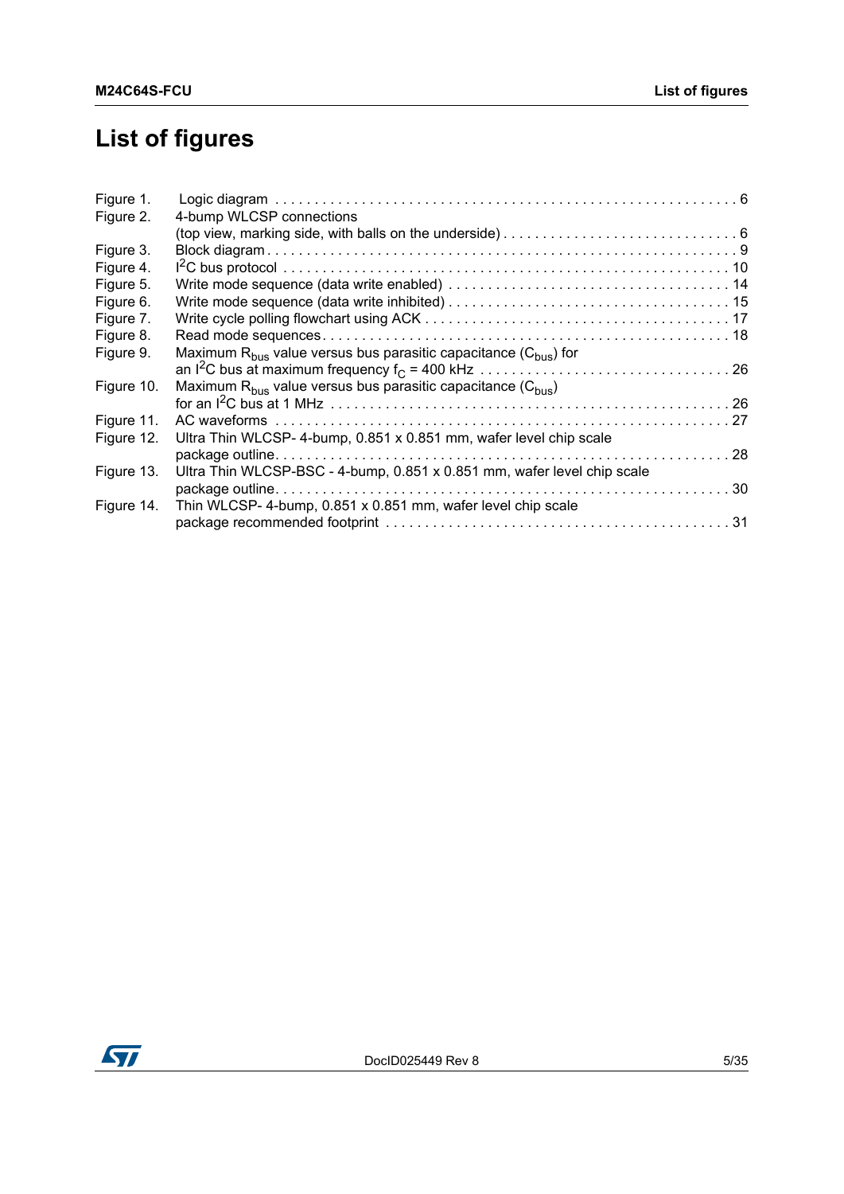# List of figures

Figure 1. Logic diagram . . . . . . . . . . . . . . . . . . . . . . . . . . . . . . . . . . . . . . . . . . . . . . . . . . . . . . . . . . 6
Figure 2. 4-bump WLCSP connections (top view, marking side, with balls on the underside) . . . . . . . . . . . . . . . . . . . . . . . . . . . . 6
Figure 3. Block diagram . . . . . . . . . . . . . . . . . . . . . . . . . . . . . . . . . . . . . . . . . . . . . . . . . . . . . . . . . . 9
Figure 4. $I^2C$ bus protocol . . . . . . . . . . . . . . . . . . . . . . . . . . . . . . . . . . . . . . . . . . . . . . . . . . . . . . 10
Figure 5. Write mode sequence (data write enabled) . . . . . . . . . . . . . . . . . . . . . . . . . . . . . . . . . . . . 14
Figure 6. Write mode sequence (data write inhibited) . . . . . . . . . . . . . . . . . . . . . . . . . . . . . . . . . . . . 15
Figure 7. Write cycle polling flowchart using ACK . . . . . . . . . . . . . . . . . . . . . . . . . . . . . . . . . . . . . . 17
Figure 8. Read mode sequences . . . . . . . . . . . . . . . . . . . . . . . . . . . . . . . . . . . . . . . . . . . . . . . . . . . 18
Figure 9. Maximum $R_{bus}$ value versus bus parasitic capacitance ($C_{bus}$) for an $I^2C$ bus at maximum frequency $f_C$ = 400 kHz . . . . . . . . . . . . . . . . . . . . . . . . . . . . . . . . . 26
Figure 10. Maximum $R_{bus}$ value versus bus parasitic capacitance ($C_{bus}$) for an $I^2C$ bus at 1 MHz . . . . . . . . . . . . . . . . . . . . . . . . . . . . . . . . . . . . . . . . . . . . . . . . . . . 26
Figure 11. AC waveforms . . . . . . . . . . . . . . . . . . . . . . . . . . . . . . . . . . . . . . . . . . . . . . . . . . . . . . . . 27
Figure 12. Ultra Thin WLCSP- 4-bump, 0.851 x 0.851 mm, wafer level chip scale package outline. . . . . . . . . . . . . . . . . . . . . . . . . . . . . . . . . . . . . . . . . . . . . . . . . . . . . . . 28
Figure 13. Ultra Thin WLCSP-BSC - 4-bump, 0.851 x 0.851 mm, wafer level chip scale package outline. . . . . . . . . . . . . . . . . . . . . . . . . . . . . . . . . . . . . . . . . . . . . . . . . . . . . . . 30
Figure 14. Thin WLCSP- 4-bump, 0.851 x 0.851 mm, wafer level chip scale package recommended footprint . . . . . . . . . . . . . . . . . . . . . . . . . . . . . . . . . . . . . . . . . . 31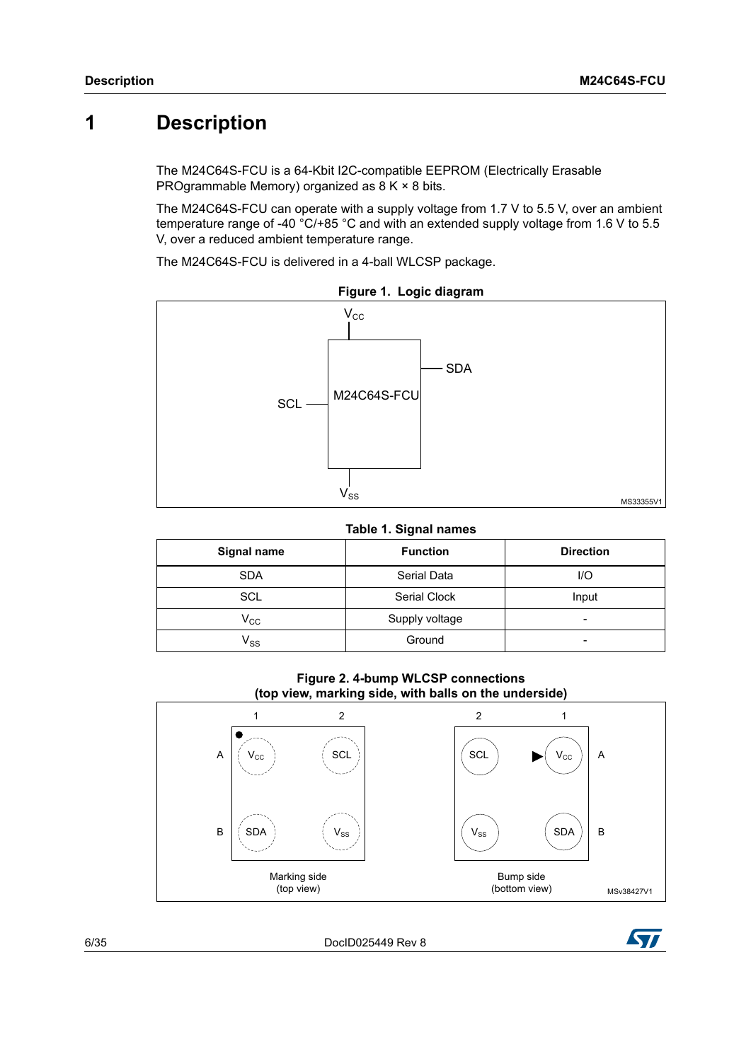# 1 Description

The M24C64S-FCU is a 64-Kbit I2C-compatible EEPROM (Electrically Erasable PROgrammable Memory) organized as 8 K × 8 bits.

The M24C64S-FCU can operate with a supply voltage from 1.7 V to 5.5 V, over an ambient temperature range of -40 °C/+85 °C and with an extended supply voltage from 1.6 V to 5.5 V, over a reduced ambient temperature range.

The M24C64S-FCU is delivered in a 4-ball WLCSP package.

**Figure 1. Logic diagram**

**Table 1. Signal names**

| Signal name | Function | Direction |
|---|---|---|
| SDA | Serial Data | I/O |
| SCL | Serial Clock | Input |
| $V_{CC}$ | Supply voltage | - |
| $V_{SS}$ | Ground | - |

**Figure 2. 4-bump WLCSP connections (top view, marking side, with balls on the underside)**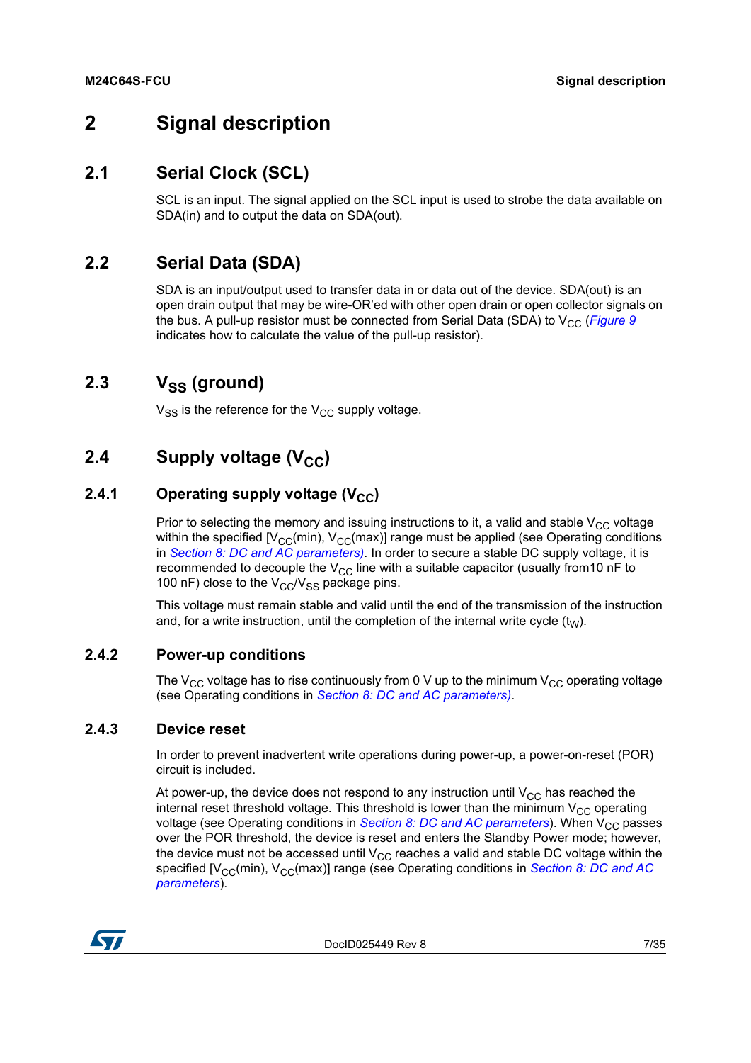# 2 Signal description

## 2.1 Serial Clock (SCL)

SCL is an input. The signal applied on the SCL input is used to strobe the data available on SDA(in) and to output the data on SDA(out).

## 2.2 Serial Data (SDA)

SDA is an input/output used to transfer data in or data out of the device. SDA(out) is an open drain output that may be wire-OR'ed with other open drain or open collector signals on the bus. A pull-up resistor must be connected from Serial Data (SDA) to $V_{CC}$ (*Figure 9* indicates how to calculate the value of the pull-up resistor).

## 2.3 $V_{SS}$ (ground)

$V_{SS}$ is the reference for the $V_{CC}$ supply voltage.

## 2.4 Supply voltage ($V_{CC}$)

### 2.4.1 Operating supply voltage ($V_{CC}$)

Prior to selecting the memory and issuing instructions to it, a valid and stable $V_{CC}$ voltage within the specified [$V_{CC}$(min), $V_{CC}$(max)] range must be applied (see Operating conditions in *Section 8: DC and AC parameters)*. In order to secure a stable DC supply voltage, it is recommended to decouple the $V_{CC}$ line with a suitable capacitor (usually from10 nF to 100 nF) close to the $V_{CC}$/$V_{SS}$ package pins.

This voltage must remain stable and valid until the end of the transmission of the instruction and, for a write instruction, until the completion of the internal write cycle ($t_W$).

### 2.4.2 Power-up conditions

The $V_{CC}$ voltage has to rise continuously from 0 V up to the minimum $V_{CC}$ operating voltage (see Operating conditions in *Section 8: DC and AC parameters)*.

### 2.4.3 Device reset

In order to prevent inadvertent write operations during power-up, a power-on-reset (POR) circuit is included.

At power-up, the device does not respond to any instruction until $V_{CC}$ has reached the internal reset threshold voltage. This threshold is lower than the minimum $V_{CC}$ operating voltage (see Operating conditions in *Section 8: DC and AC parameters*). When $V_{CC}$ passes over the POR threshold, the device is reset and enters the Standby Power mode; however, the device must not be accessed until $V_{CC}$ reaches a valid and stable DC voltage within the specified [$V_{CC}$(min), $V_{CC}$(max)] range (see Operating conditions in *Section 8: DC and AC parameters*).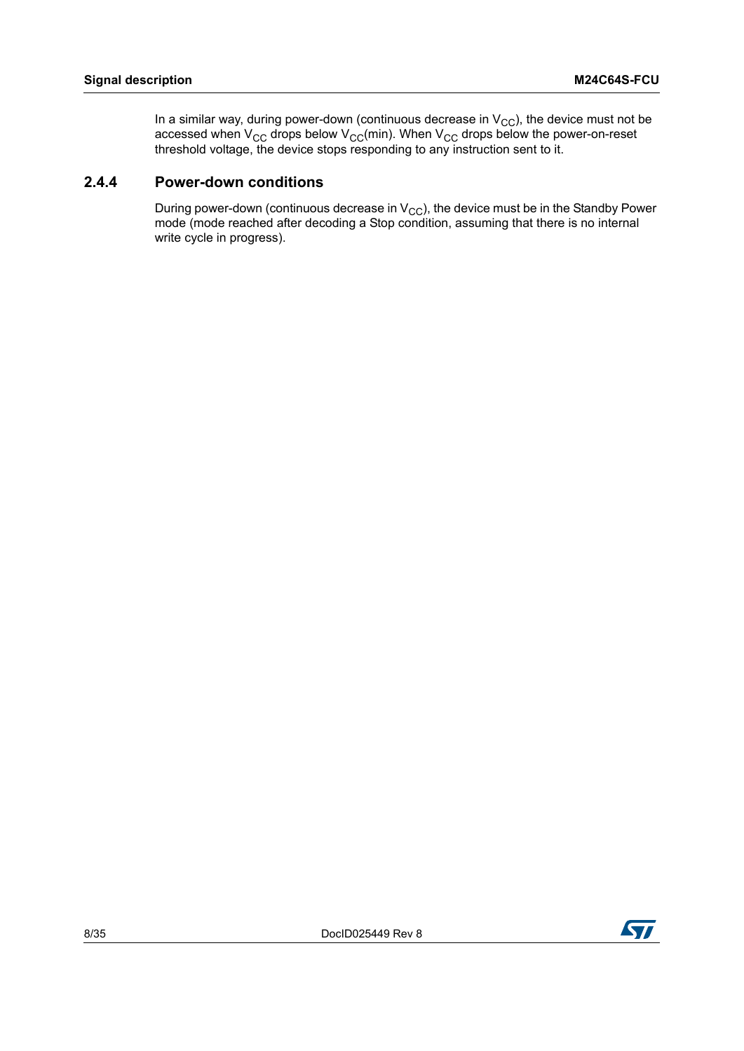In a similar way, during power-down (continuous decrease in $V_{CC}$), the device must not be accessed when $V_{CC}$ drops below $V_{CC}$(min). When $V_{CC}$ drops below the power-on-reset threshold voltage, the device stops responding to any instruction sent to it.

### 2.4.4 Power-down conditions

During power-down (continuous decrease in $V_{CC}$), the device must be in the Standby Power mode (mode reached after decoding a Stop condition, assuming that there is no internal write cycle in progress).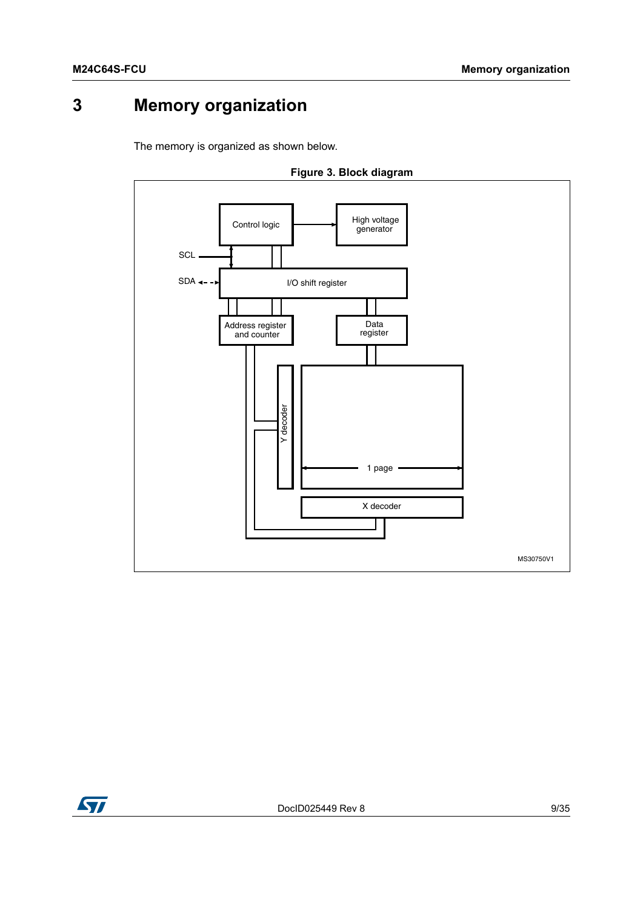# 3 Memory organization

The memory is organized as shown below.

**Figure 3. Block diagram**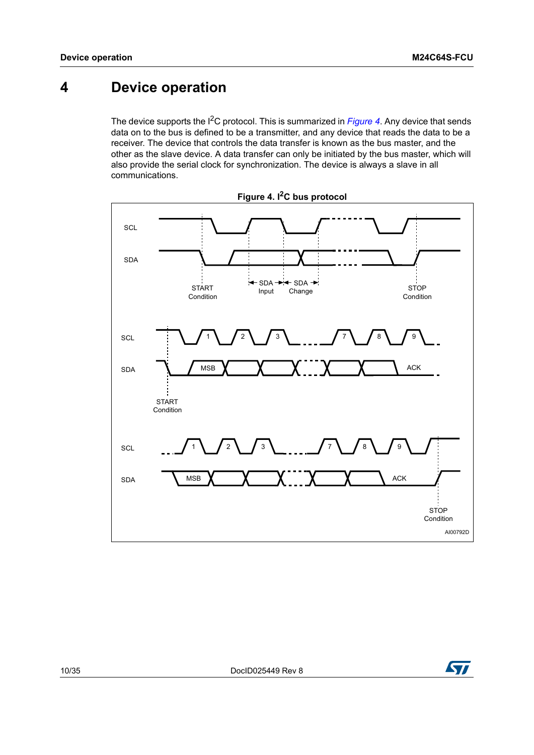# 4 Device operation

The device supports the I$^2$C protocol. This is summarized in *Figure 4*. Any device that sends data on to the bus is defined to be a transmitter, and any device that reads the data to be a receiver. The device that controls the data transfer is known as the bus master, and the other as the slave device. A data transfer can only be initiated by the bus master, which will also provide the serial clock for synchronization. The device is always a slave in all communications.

**Figure 4. I$^2$C bus protocol**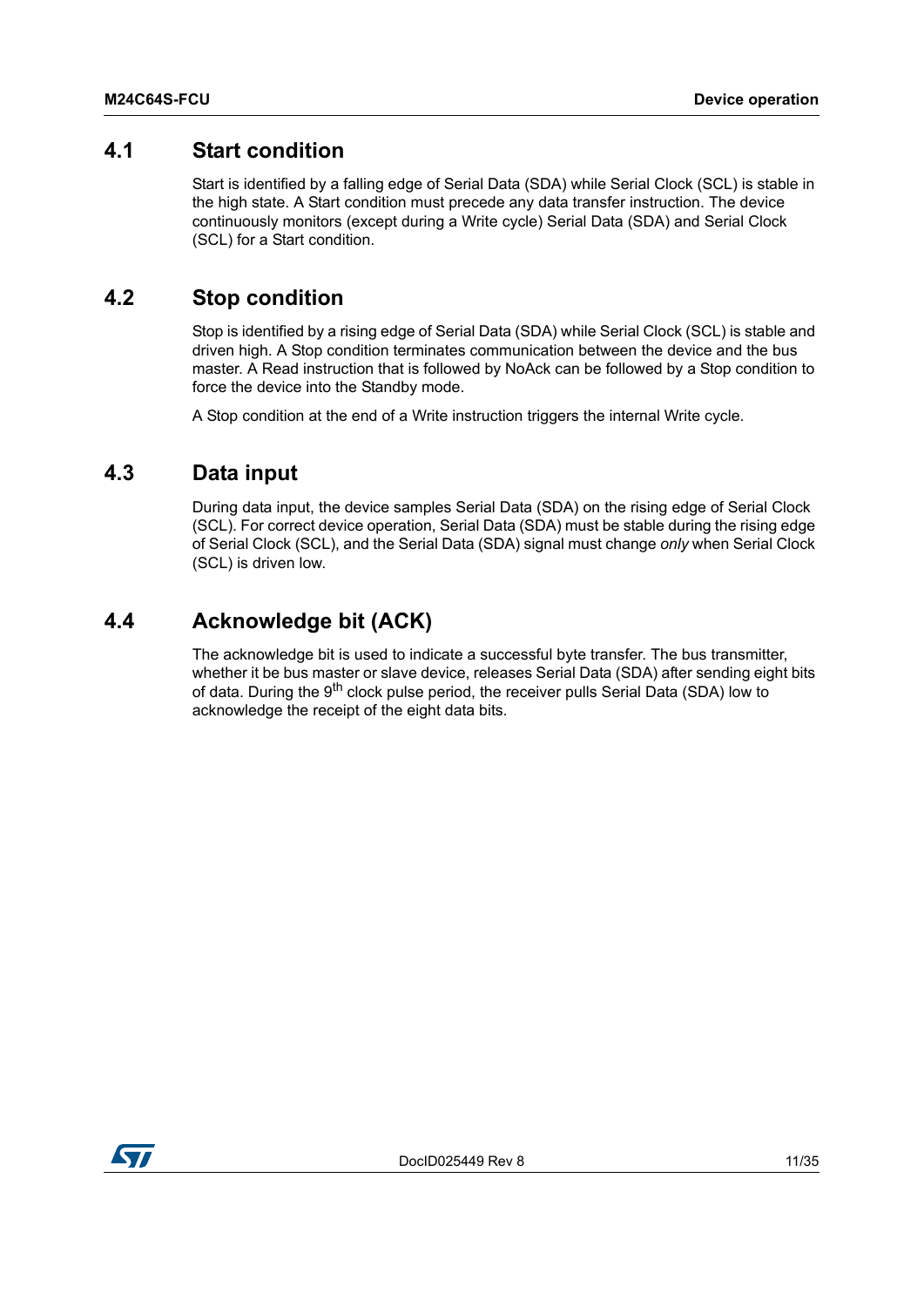## 4.1 Start condition

Start is identified by a falling edge of Serial Data (SDA) while Serial Clock (SCL) is stable in the high state. A Start condition must precede any data transfer instruction. The device continuously monitors (except during a Write cycle) Serial Data (SDA) and Serial Clock (SCL) for a Start condition.

## 4.2 Stop condition

Stop is identified by a rising edge of Serial Data (SDA) while Serial Clock (SCL) is stable and driven high. A Stop condition terminates communication between the device and the bus master. A Read instruction that is followed by NoAck can be followed by a Stop condition to force the device into the Standby mode.

A Stop condition at the end of a Write instruction triggers the internal Write cycle.

## 4.3 Data input

During data input, the device samples Serial Data (SDA) on the rising edge of Serial Clock (SCL). For correct device operation, Serial Data (SDA) must be stable during the rising edge of Serial Clock (SCL), and the Serial Data (SDA) signal must change *only* when Serial Clock (SCL) is driven low.

## 4.4 Acknowledge bit (ACK)

The acknowledge bit is used to indicate a successful byte transfer. The bus transmitter, whether it be bus master or slave device, releases Serial Data (SDA) after sending eight bits of data. During the $9^{th}$ clock pulse period, the receiver pulls Serial Data (SDA) low to acknowledge the receipt of the eight data bits.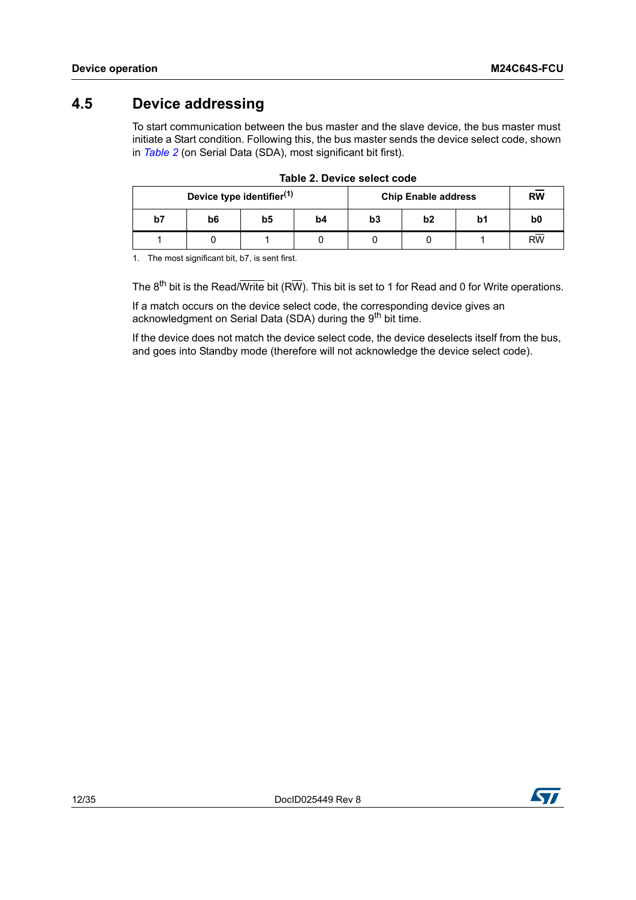## 4.5 Device addressing

To start communication between the bus master and the slave device, the bus master must initiate a Start condition. Following this, the bus master sends the device select code, shown in *Table 2* (on Serial Data (SDA), most significant bit first).

**Table 2. Device select code**

| Device type identifier[(1)] | | | | Chip Enable address | | | $R\overline{W}$ |
|---|---|---|---|---|---|---|---|
| b7 | b6 | b5 | b4 | b3 | b2 | b1 | b0 |
| 1 | 0 | 1 | 0 | 0 | 0 | 1 | $R\overline{W}$ |

1. The most significant bit, b7, is sent first.

The 8th bit is the Read/$\overline{\text{Write}}$ bit ($R\overline{W}$). This bit is set to 1 for Read and 0 for Write operations.

If a match occurs on the device select code, the corresponding device gives an acknowledgment on Serial Data (SDA) during the 9th bit time.

If the device does not match the device select code, the device deselects itself from the bus, and goes into Standby mode (therefore will not acknowledge the device select code).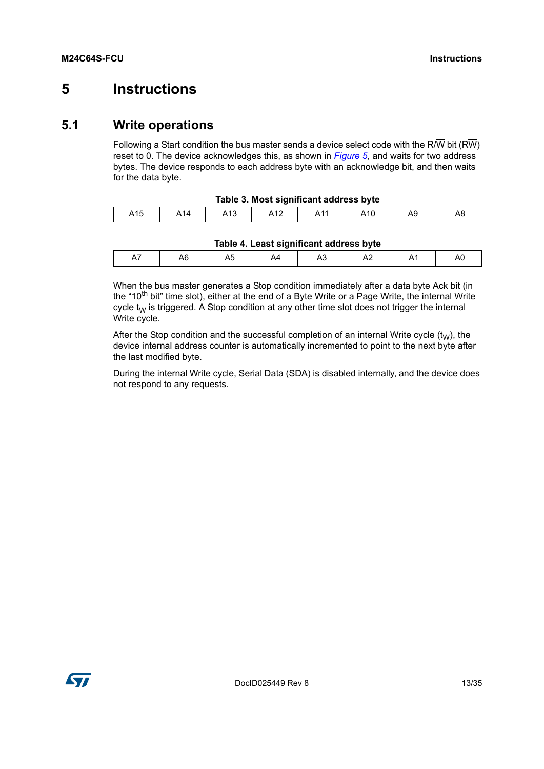# 5 Instructions

## 5.1 Write operations

Following a Start condition the bus master sends a device select code with the R/$\overline{W}$ bit (R$\overline{W}$) reset to 0. The device acknowledges this, as shown in *Figure 5*, and waits for two address bytes. The device responds to each address byte with an acknowledge bit, and then waits for the data byte.

**Table 3. Most significant address byte**

| A15 | A14 | A13 | A12 | A11 | A10 | A9 | A8 |
|---|---|---|---|---|---|---|---|

**Table 4. Least significant address byte**

| A7 | A6 | A5 | A4 | A3 | A2 | A1 | A0 |
|---|---|---|---|---|---|---|---|

When the bus master generates a Stop condition immediately after a data byte Ack bit (in the "10$^{th}$ bit" time slot), either at the end of a Byte Write or a Page Write, the internal Write cycle $t_W$ is triggered. A Stop condition at any other time slot does not trigger the internal Write cycle.

After the Stop condition and the successful completion of an internal Write cycle ($t_W$), the device internal address counter is automatically incremented to point to the next byte after the last modified byte.

During the internal Write cycle, Serial Data (SDA) is disabled internally, and the device does not respond to any requests.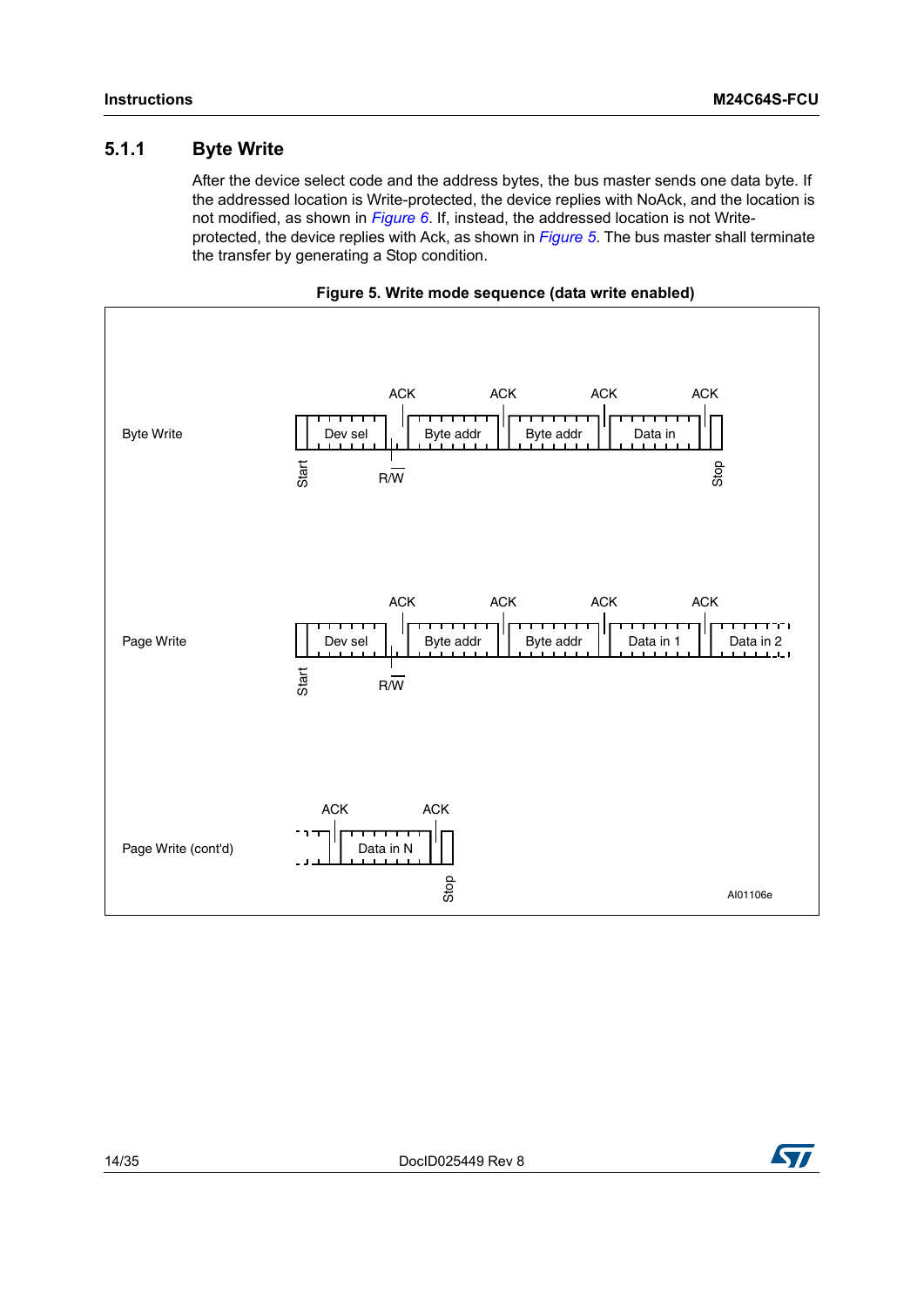### 5.1.1 Byte Write

After the device select code and the address bytes, the bus master sends one data byte. If the addressed location is Write-protected, the device replies with NoAck, and the location is not modified, as shown in *Figure 6*. If, instead, the addressed location is not Write-protected, the device replies with Ack, as shown in *Figure 5*. The bus master shall terminate the transfer by generating a Stop condition.

**Figure 5. Write mode sequence (data write enabled)**

Byte Write: Start, Dev sel, R/W, ACK, Byte addr, ACK, Byte addr, ACK, Data in, ACK, Stop

Page Write: Start, Dev sel, R/W, ACK, Byte addr, ACK, Byte addr, ACK, Data in 1, ACK, Data in 2

Page Write (cont'd): ACK, Data in N, ACK, Stop

AI01106e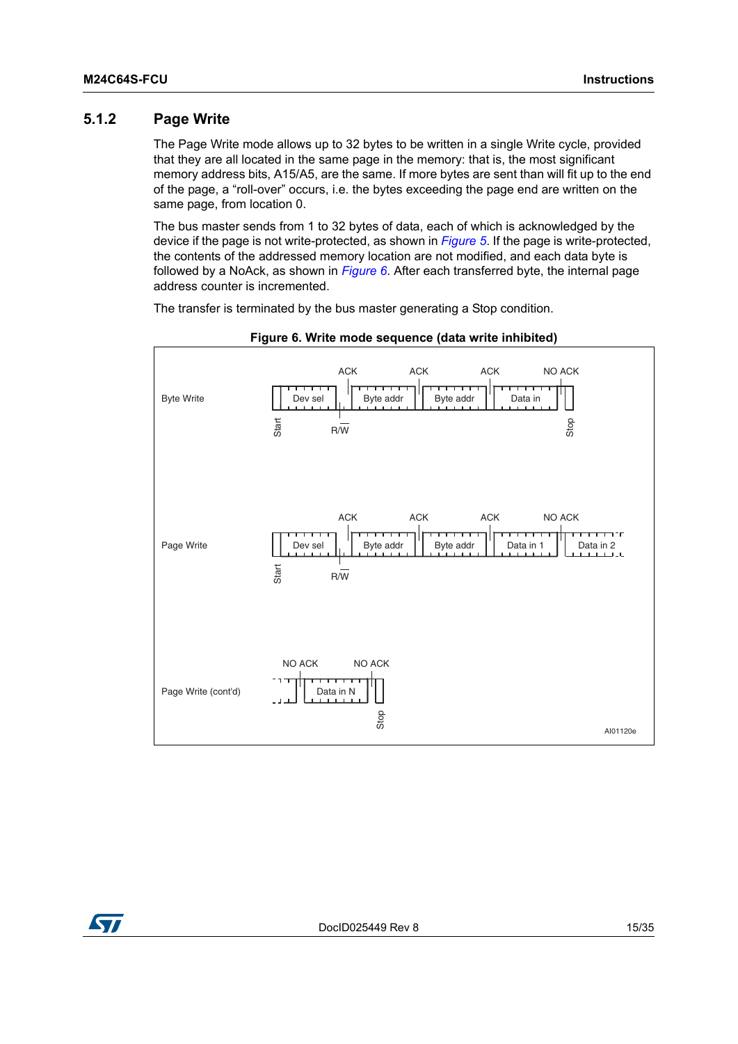### 5.1.2 Page Write

The Page Write mode allows up to 32 bytes to be written in a single Write cycle, provided that they are all located in the same page in the memory: that is, the most significant memory address bits, A15/A5, are the same. If more bytes are sent than will fit up to the end of the page, a "roll-over" occurs, i.e. the bytes exceeding the page end are written on the same page, from location 0.

The bus master sends from 1 to 32 bytes of data, each of which is acknowledged by the device if the page is not write-protected, as shown in *Figure 5*. If the page is write-protected, the contents of the addressed memory location are not modified, and each data byte is followed by a NoAck, as shown in *Figure 6*. After each transferred byte, the internal page address counter is incremented.

The transfer is terminated by the bus master generating a Stop condition.

**Figure 6. Write mode sequence (data write inhibited)**

Byte Write: Start | Dev sel | R/W | ACK | Byte addr | ACK | Byte addr | ACK | Data in | NO ACK | Stop

Page Write: Start | Dev sel | R/W | ACK | Byte addr | ACK | Byte addr | ACK | Data in 1 | NO ACK | Data in 2

Page Write (cont'd): NO ACK | Data in N | NO ACK | Stop

AI01120e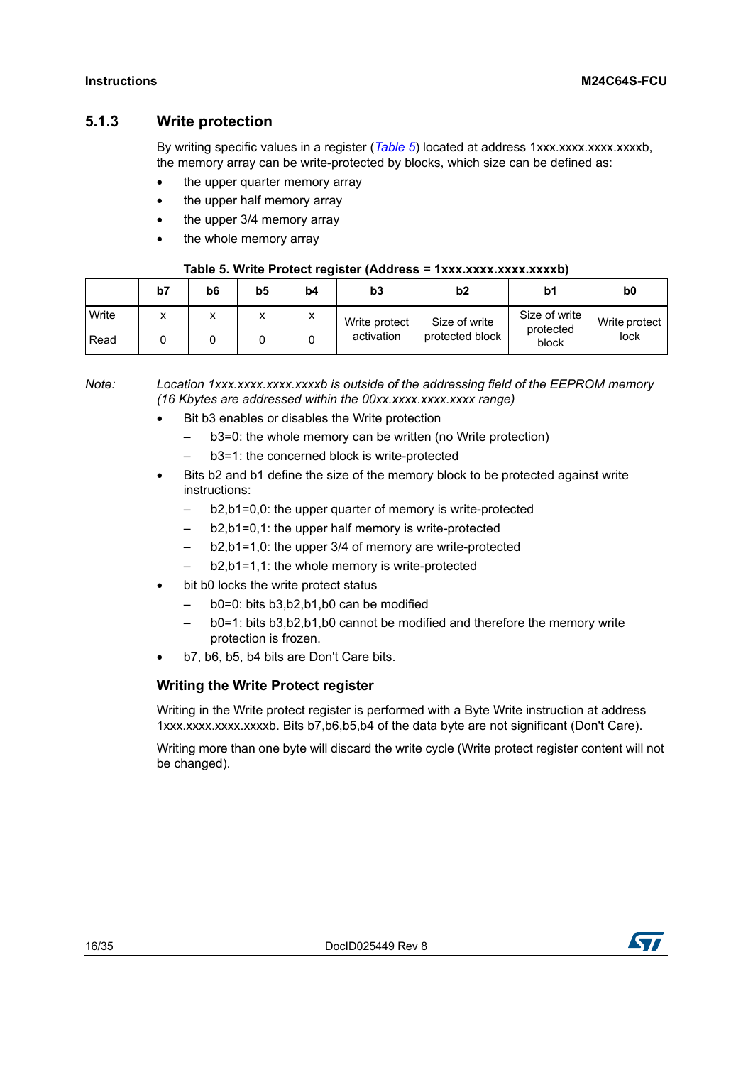### 5.1.3 Write protection

By writing specific values in a register (*Table 5*) located at address 1xxx.xxxx.xxxx.xxxxb, the memory array can be write-protected by blocks, which size can be defined as:

- the upper quarter memory array
- the upper half memory array
- the upper 3/4 memory array
- the whole memory array

**Table 5. Write Protect register (Address = 1xxx.xxxx.xxxx.xxxxb)**

| | b7 | b6 | b5 | b4 | b3 | b2 | b1 | b0 |
|---|---|---|---|---|---|---|---|---|
| Write | x | x | x | x | Write protect activation | Size of write protected block | Size of write protected block | Write protect lock |
| Read | 0 | 0 | 0 | 0 | | | | |

*Note: Location 1xxx.xxxx.xxxx.xxxxb is outside of the addressing field of the EEPROM memory (16 Kbytes are addressed within the 00xx.xxxx.xxxx.xxxx range)*

- Bit b3 enables or disables the Write protection
  - b3=0: the whole memory can be written (no Write protection)
  - b3=1: the concerned block is write-protected
- Bits b2 and b1 define the size of the memory block to be protected against write instructions:
  - b2,b1=0,0: the upper quarter of memory is write-protected
  - b2,b1=0,1: the upper half memory is write-protected
  - b2,b1=1,0: the upper 3/4 of memory are write-protected
  - b2,b1=1,1: the whole memory is write-protected
- bit b0 locks the write protect status
  - b0=0: bits b3,b2,b1,b0 can be modified
  - b0=1: bits b3,b2,b1,b0 cannot be modified and therefore the memory write protection is frozen.
- b7, b6, b5, b4 bits are Don't Care bits.

#### Writing the Write Protect register

Writing in the Write protect register is performed with a Byte Write instruction at address 1xxx.xxxx.xxxx.xxxxb. Bits b7,b6,b5,b4 of the data byte are not significant (Don't Care).

Writing more than one byte will discard the write cycle (Write protect register content will not be changed).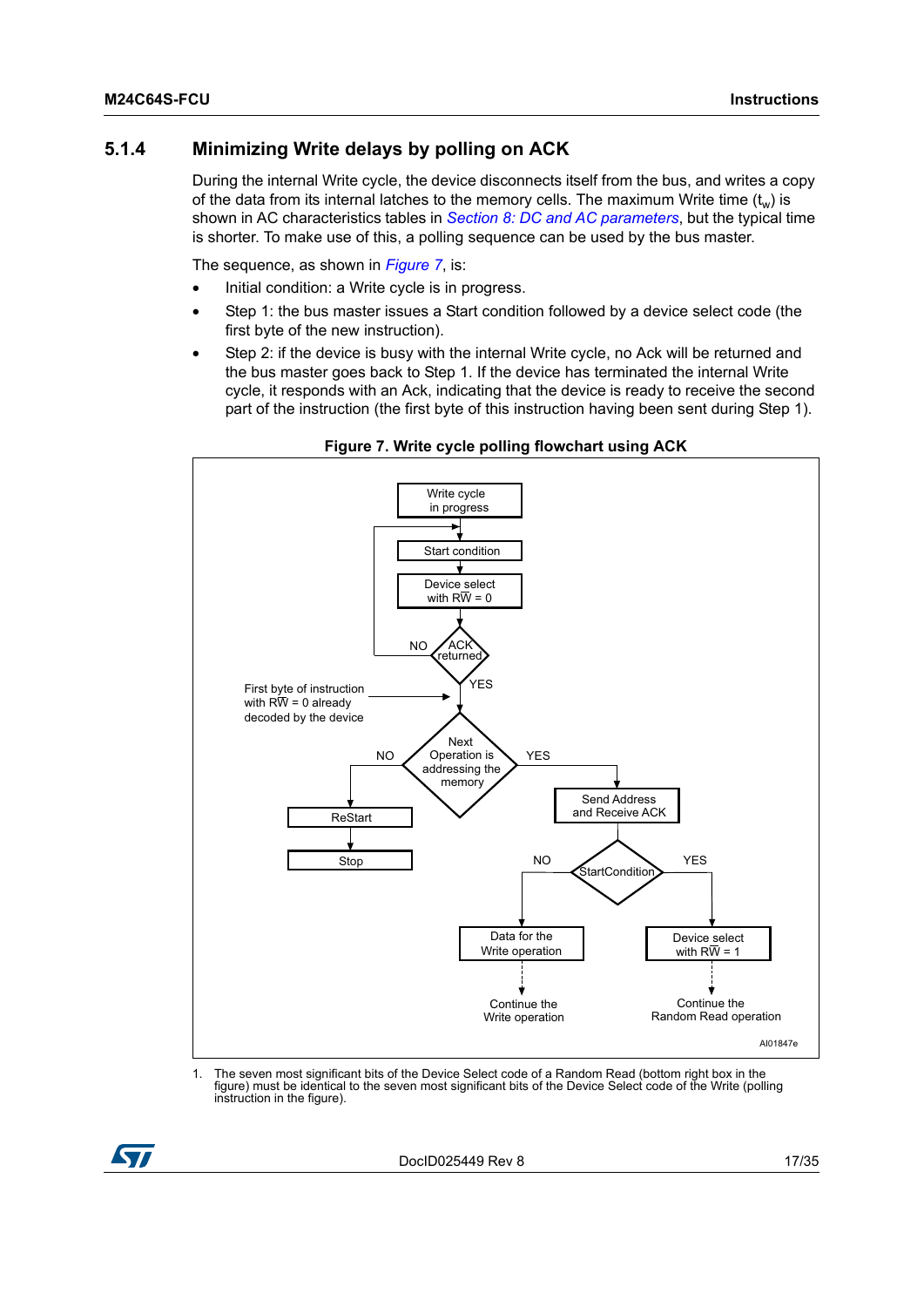### 5.1.4 Minimizing Write delays by polling on ACK

During the internal Write cycle, the device disconnects itself from the bus, and writes a copy of the data from its internal latches to the memory cells. The maximum Write time ($t_w$) is shown in AC characteristics tables in *Section 8: DC and AC parameters*, but the typical time is shorter. To make use of this, a polling sequence can be used by the bus master.

The sequence, as shown in *Figure 7*, is:

- Initial condition: a Write cycle is in progress.
- Step 1: the bus master issues a Start condition followed by a device select code (the first byte of the new instruction).
- Step 2: if the device is busy with the internal Write cycle, no Ack will be returned and the bus master goes back to Step 1. If the device has terminated the internal Write cycle, it responds with an Ack, indicating that the device is ready to receive the second part of the instruction (the first byte of this instruction having been sent during Step 1).

**Figure 7. Write cycle polling flowchart using ACK**

Write cycle in progress → Start condition → Device select with RW = 0 → ACK returned? (NO: back to Start condition; YES: continue)

First byte of instruction with RW = 0 already decoded by the device

Next Operation is addressing the memory? NO → ReStart → Stop; YES → Send Address and Receive ACK → StartCondition? NO → Data for the Write operation → Continue the Write operation; YES → Device select with RW = 1 → Continue the Random Read operation

AI01847e

1. The seven most significant bits of the Device Select code of a Random Read (bottom right box in the figure) must be identical to the seven most significant bits of the Device Select code of the Write (polling instruction in the figure).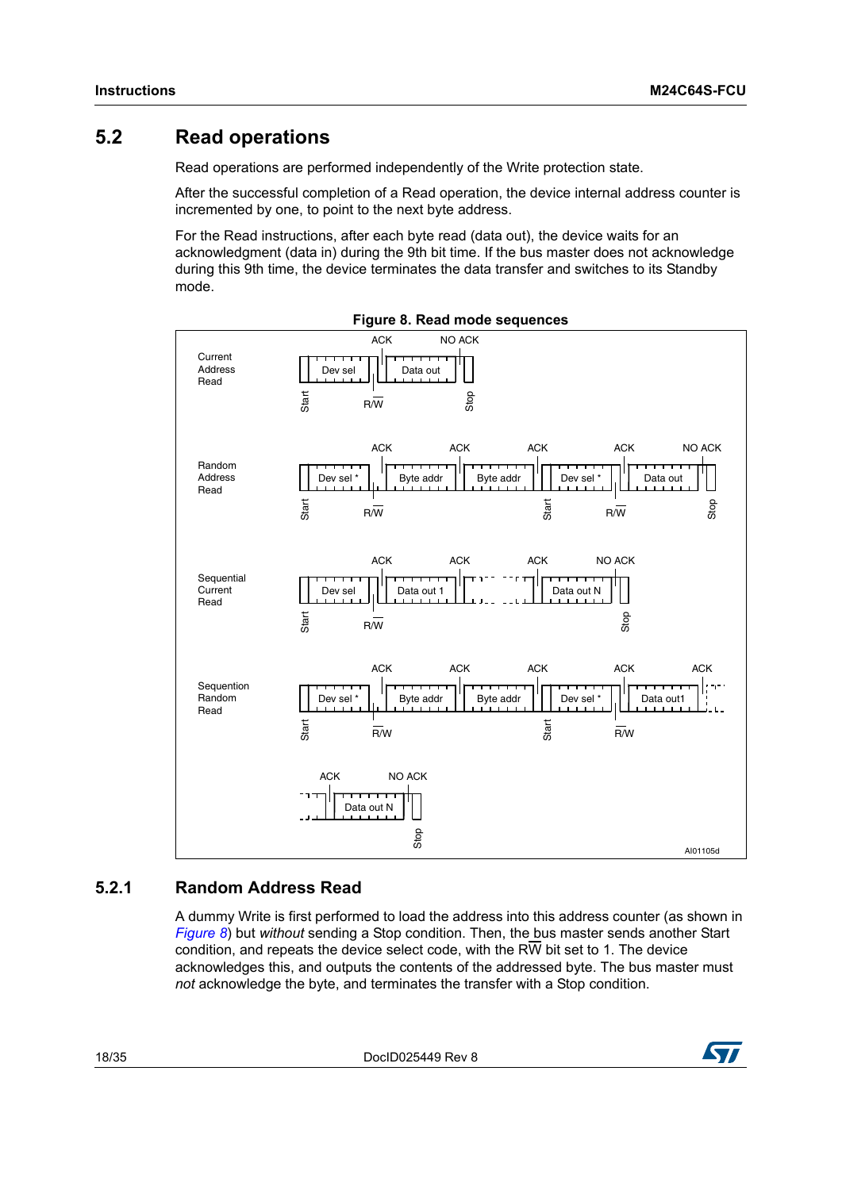## 5.2 Read operations

Read operations are performed independently of the Write protection state.

After the successful completion of a Read operation, the device internal address counter is incremented by one, to point to the next byte address.

For the Read instructions, after each byte read (data out), the device waits for an acknowledgment (data in) during the 9th bit time. If the bus master does not acknowledge during this 9th time, the device terminates the data transfer and switches to its Standby mode.

**Figure 8. Read mode sequences**

### 5.2.1 Random Address Read

A dummy Write is first performed to load the address into this address counter (as shown in *Figure 8*) but *without* sending a Stop condition. Then, the bus master sends another Start condition, and repeats the device select code, with the R$\overline{W}$ bit set to 1. The device acknowledges this, and outputs the contents of the addressed byte. The bus master must *not* acknowledge the byte, and terminates the transfer with a Stop condition.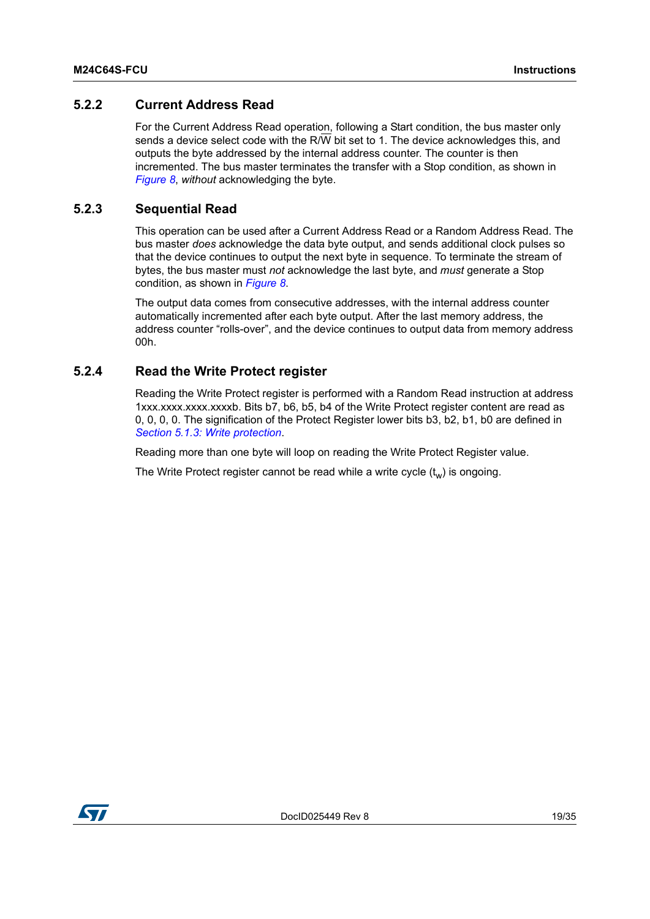### 5.2.2 Current Address Read

For the Current Address Read operation, following a Start condition, the bus master only sends a device select code with the R/$\overline{W}$ bit set to 1. The device acknowledges this, and outputs the byte addressed by the internal address counter. The counter is then incremented. The bus master terminates the transfer with a Stop condition, as shown in *Figure 8*, *without* acknowledging the byte.

### 5.2.3 Sequential Read

This operation can be used after a Current Address Read or a Random Address Read. The bus master *does* acknowledge the data byte output, and sends additional clock pulses so that the device continues to output the next byte in sequence. To terminate the stream of bytes, the bus master must *not* acknowledge the last byte, and *must* generate a Stop condition, as shown in *Figure 8*.

The output data comes from consecutive addresses, with the internal address counter automatically incremented after each byte output. After the last memory address, the address counter “rolls-over”, and the device continues to output data from memory address 00h.

### 5.2.4 Read the Write Protect register

Reading the Write Protect register is performed with a Random Read instruction at address 1xxx.xxxx.xxxx.xxxxb. Bits b7, b6, b5, b4 of the Write Protect register content are read as 0, 0, 0, 0. The signification of the Protect Register lower bits b3, b2, b1, b0 are defined in *Section 5.1.3: Write protection*.

Reading more than one byte will loop on reading the Write Protect Register value.

The Write Protect register cannot be read while a write cycle ($t_W$) is ongoing.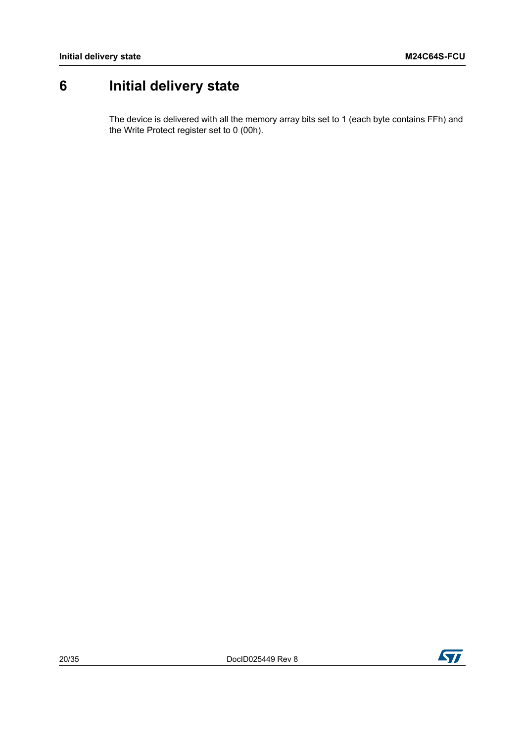# 6 Initial delivery state

The device is delivered with all the memory array bits set to 1 (each byte contains FFh) and the Write Protect register set to 0 (00h).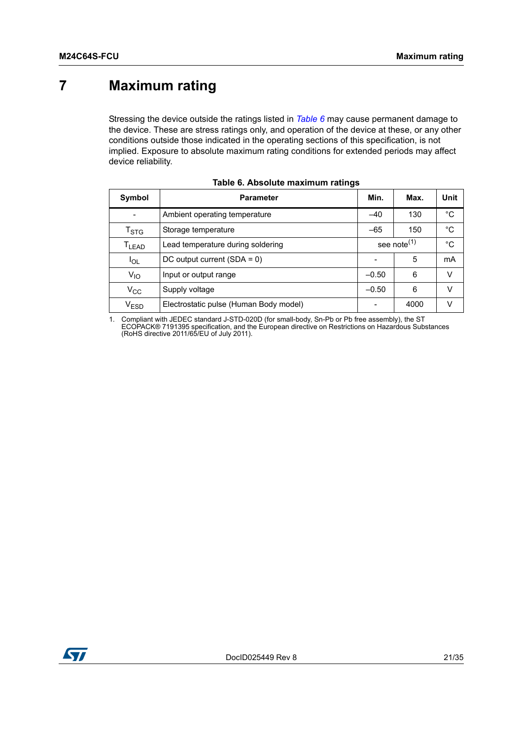# 7 Maximum rating

Stressing the device outside the ratings listed in *Table 6* may cause permanent damage to the device. These are stress ratings only, and operation of the device at these, or any other conditions outside those indicated in the operating sections of this specification, is not implied. Exposure to absolute maximum rating conditions for extended periods may affect device reliability.

**Table 6. Absolute maximum ratings**

| Symbol | Parameter | Min. | Max. | Unit |
|---|---|---|---|---|
| - | Ambient operating temperature | –40 | 130 | °C |
| $T_{STG}$ | Storage temperature | –65 | 150 | °C |
| $T_{LEAD}$ | Lead temperature during soldering | see note[1] | | °C |
| $I_{OL}$ | DC output current (SDA = 0) | - | 5 | mA |
| $V_{IO}$ | Input or output range | –0.50 | 6 | V |
| $V_{CC}$ | Supply voltage | –0.50 | 6 | V |
| $V_{ESD}$ | Electrostatic pulse (Human Body model) | - | 4000 | V |

1. Compliant with JEDEC standard J-STD-020D (for small-body, Sn-Pb or Pb free assembly), the ST ECOPACK® 7191395 specification, and the European directive on Restrictions on Hazardous Substances (RoHS directive 2011/65/EU of July 2011).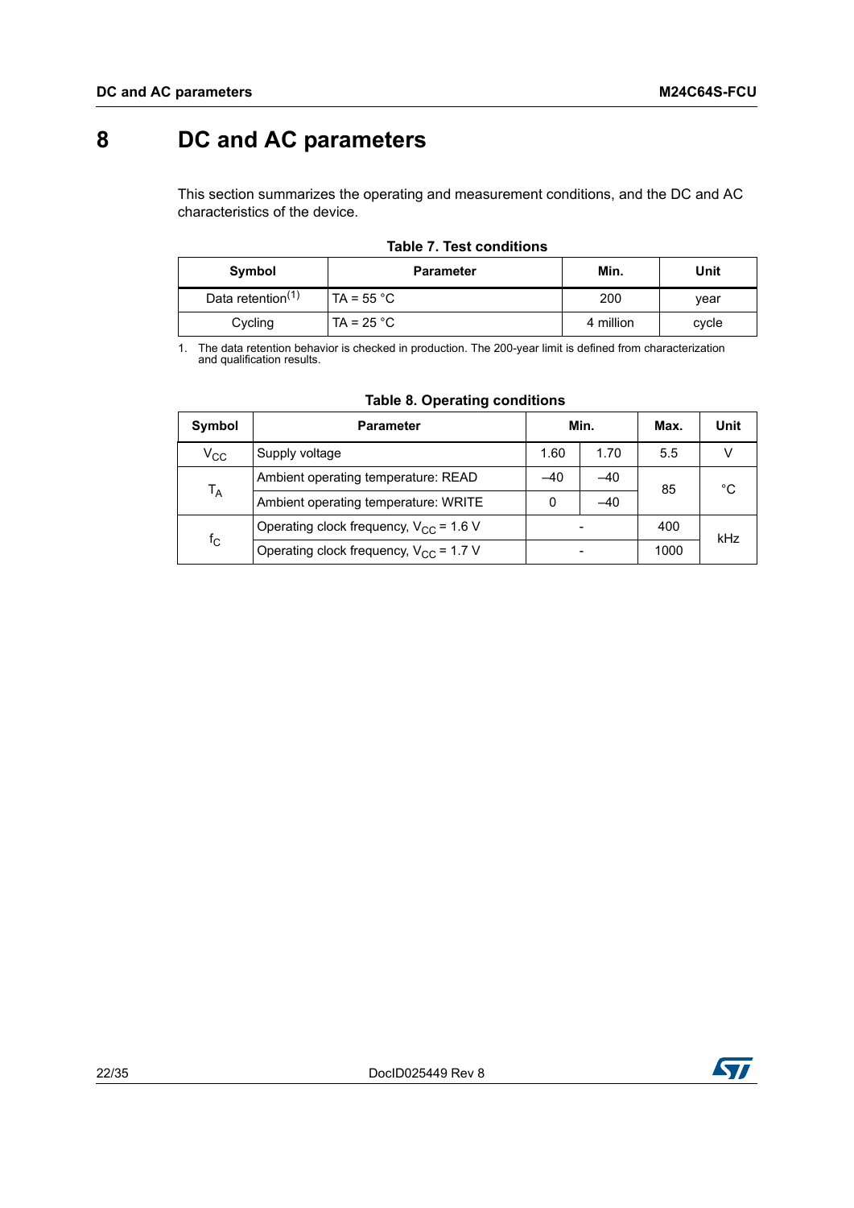# 8 DC and AC parameters

This section summarizes the operating and measurement conditions, and the DC and AC characteristics of the device.

**Table 7. Test conditions**

| Symbol | Parameter | Min. | Unit |
|---|---|---|---|
| Data retention[(1)] | TA = 55 °C | 200 | year |
| Cycling | TA = 25 °C | 4 million | cycle |

1. The data retention behavior is checked in production. The 200-year limit is defined from characterization and qualification results.

**Table 8. Operating conditions**

| Symbol | Parameter | Min. | | Max. | Unit |
|---|---|---|---|---|---|
| $V_{CC}$ | Supply voltage | 1.60 | 1.70 | 5.5 | V |
| $T_A$ | Ambient operating temperature: READ | –40 | –40 | 85 | °C |
| | Ambient operating temperature: WRITE | 0 | –40 | | |
| $f_C$ | Operating clock frequency, $V_{CC}$ = 1.6 V | - | | 400 | kHz |
| | Operating clock frequency, $V_{CC}$ = 1.7 V | - | | 1000 | |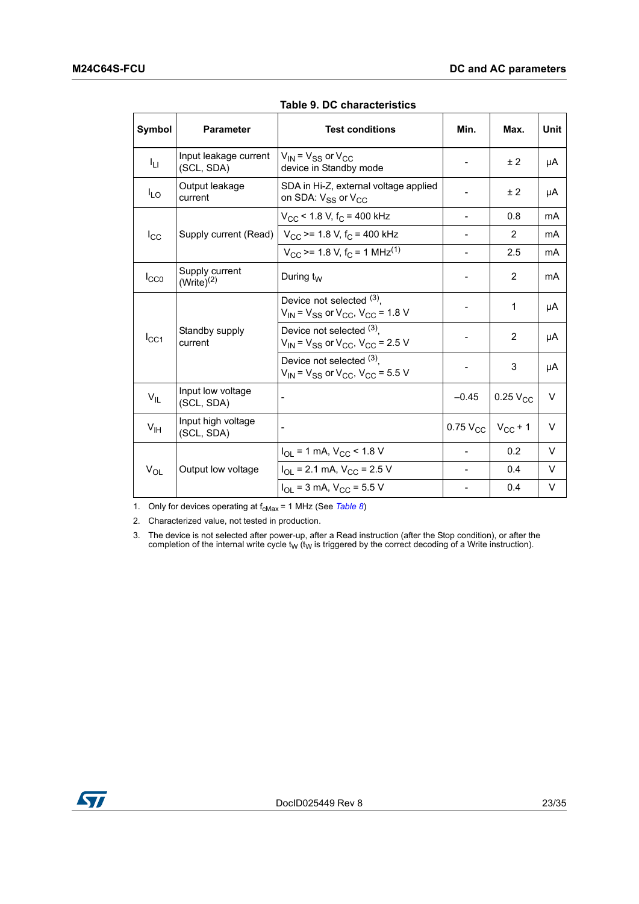**Table 9. DC characteristics**

| Symbol | Parameter | Test conditions | Min. | Max. | Unit |
|---|---|---|---|---|---|
| $I_{LI}$ | Input leakage current (SCL, SDA) | $V_{IN} = V_{SS}$ or $V_{CC}$ device in Standby mode | - | ± 2 | µA |
| $I_{LO}$ | Output leakage current | SDA in Hi-Z, external voltage applied on SDA: $V_{SS}$ or $V_{CC}$ | - | ± 2 | µA |
| $I_{CC}$ | Supply current (Read) | $V_{CC}$ < 1.8 V, $f_C$ = 400 kHz | - | 0.8 | mA |
| | | $V_{CC}$ >= 1.8 V, $f_C$ = 400 kHz | - | 2 | mA |
| | | $V_{CC}$ >= 1.8 V, $f_C$ = 1 MHz[1] | - | 2.5 | mA |
| $I_{CC0}$ | Supply current (Write)[2] | During $t_W$ | - | 2 | mA |
| $I_{CC1}$ | Standby supply current | Device not selected [3], $V_{IN} = V_{SS}$ or $V_{CC}$, $V_{CC}$ = 1.8 V | - | 1 | µA |
| | | Device not selected [3], $V_{IN} = V_{SS}$ or $V_{CC}$, $V_{CC}$ = 2.5 V | - | 2 | µA |
| | | Device not selected [3], $V_{IN} = V_{SS}$ or $V_{CC}$, $V_{CC}$ = 5.5 V | - | 3 | µA |
| $V_{IL}$ | Input low voltage (SCL, SDA) | - | –0.45 | 0.25 $V_{CC}$ | V |
| $V_{IH}$ | Input high voltage (SCL, SDA) | - | 0.75 $V_{CC}$ | $V_{CC}$ + 1 | V |
| $V_{OL}$ | Output low voltage | $I_{OL}$ = 1 mA, $V_{CC}$ < 1.8 V | - | 0.2 | V |
| | | $I_{OL}$ = 2.1 mA, $V_{CC}$ = 2.5 V | - | 0.4 | V |
| | | $I_{OL}$ = 3 mA, $V_{CC}$ = 5.5 V | - | 0.4 | V |

1. Only for devices operating at $f_{cMax}$ = 1 MHz (See *Table 8*)
2. Characterized value, not tested in production.
3. The device is not selected after power-up, after a Read instruction (after the Stop condition), or after the completion of the internal write cycle $t_W$ ($t_W$ is triggered by the correct decoding of a Write instruction).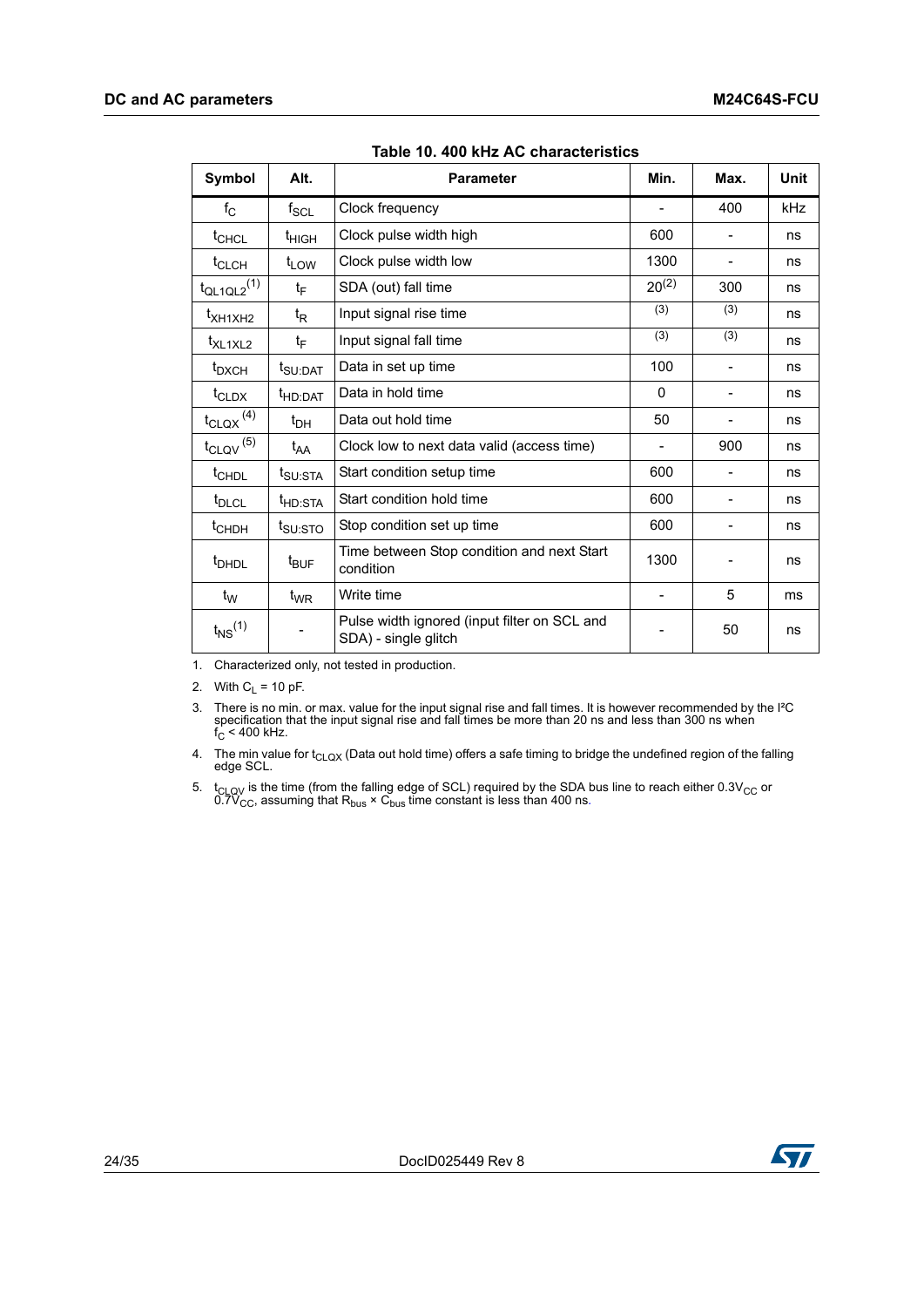**Table 10. 400 kHz AC characteristics**

| Symbol | Alt. | Parameter | Min. | Max. | Unit |
|---|---|---|---|---|---|
| $f_C$ | $f_{SCL}$ | Clock frequency | - | 400 | kHz |
| $t_{CHCL}$ | $t_{HIGH}$ | Clock pulse width high | 600 | - | ns |
| $t_{CLCH}$ | $t_{LOW}$ | Clock pulse width low | 1300 | - | ns |
| $t_{QL1QL2}$ (1) | $t_F$ | SDA (out) fall time | 20 (2) | 300 | ns |
| $t_{XH1XH2}$ | $t_R$ | Input signal rise time | (3) | (3) | ns |
| $t_{XL1XL2}$ | $t_F$ | Input signal fall time | (3) | (3) | ns |
| $t_{DXCH}$ | $t_{SU:DAT}$ | Data in set up time | 100 | - | ns |
| $t_{CLDX}$ | $t_{HD:DAT}$ | Data in hold time | 0 | - | ns |
| $t_{CLQX}$ (4) | $t_{DH}$ | Data out hold time | 50 | - | ns |
| $t_{CLQV}$ (5) | $t_{AA}$ | Clock low to next data valid (access time) | - | 900 | ns |
| $t_{CHDL}$ | $t_{SU:STA}$ | Start condition setup time | 600 | - | ns |
| $t_{DLCL}$ | $t_{HD:STA}$ | Start condition hold time | 600 | - | ns |
| $t_{CHDH}$ | $t_{SU:STO}$ | Stop condition set up time | 600 | - | ns |
| $t_{DHDL}$ | $t_{BUF}$ | Time between Stop condition and next Start condition | 1300 | - | ns |
| $t_W$ | $t_{WR}$ | Write time | - | 5 | ms |
| $t_{NS}$ (1) | - | Pulse width ignored (input filter on SCL and SDA) - single glitch | - | 50 | ns |

1. Characterized only, not tested in production.
2. With $C_L$ = 10 pF.
3. There is no min. or max. value for the input signal rise and fall times. It is however recommended by the I²C specification that the input signal rise and fall times be more than 20 ns and less than 300 ns when $f_C$ < 400 kHz.
4. The min value for $t_{CLQX}$ (Data out hold time) offers a safe timing to bridge the undefined region of the falling edge SCL.
5. $t_{CLQV}$ is the time (from the falling edge of SCL) required by the SDA bus line to reach either $0.3V_{CC}$ or $0.7V_{CC}$, assuming that $R_{bus} \times C_{bus}$ time constant is less than 400 ns.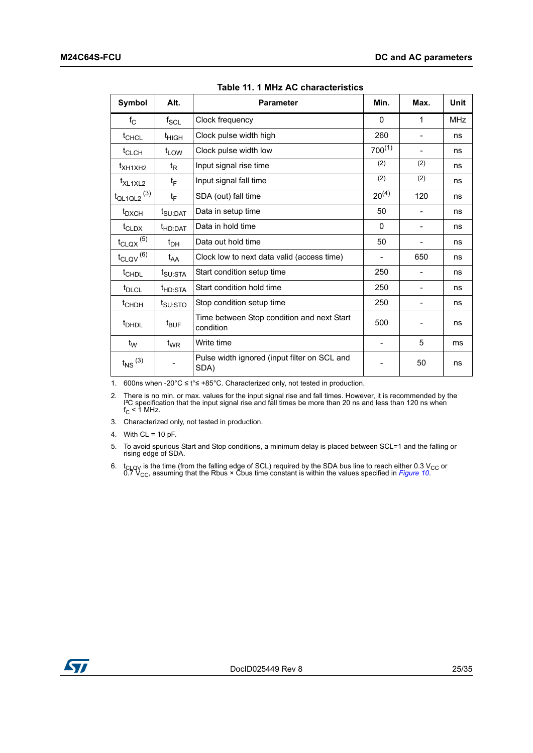Table 11. 1 MHz AC characteristics

| Symbol | Alt. | Parameter | Min. | Max. | Unit |
|---|---|---|---|---|---|
| $f_C$ | $f_{SCL}$ | Clock frequency | 0 | 1 | MHz |
| $t_{CHCL}$ | $t_{HIGH}$ | Clock pulse width high | 260 | - | ns |
| $t_{CLCH}$ | $t_{LOW}$ | Clock pulse width low | 700(1) | - | ns |
| $t_{XH1XH2}$ | $t_R$ | Input signal rise time | (2) | (2) | ns |
| $t_{XL1XL2}$ | $t_F$ | Input signal fall time | (2) | (2) | ns |
| $t_{QL1QL2}$ (3) | $t_F$ | SDA (out) fall time | 20(4) | 120 | ns |
| $t_{DXCH}$ | $t_{SU:DAT}$ | Data in setup time | 50 | - | ns |
| $t_{CLDX}$ | $t_{HD:DAT}$ | Data in hold time | 0 | - | ns |
| $t_{CLQX}$ (5) | $t_{DH}$ | Data out hold time | 50 | - | ns |
| $t_{CLQV}$ (6) | $t_{AA}$ | Clock low to next data valid (access time) | - | 650 | ns |
| $t_{CHDL}$ | $t_{SU:STA}$ | Start condition setup time | 250 | - | ns |
| $t_{DLCL}$ | $t_{HD:STA}$ | Start condition hold time | 250 | - | ns |
| $t_{CHDH}$ | $t_{SU:STO}$ | Stop condition setup time | 250 | - | ns |
| $t_{DHDL}$ | $t_{BUF}$ | Time between Stop condition and next Start condition | 500 | - | ns |
| $t_W$ | $t_{WR}$ | Write time | - | 5 | ms |
| $t_{NS}$ (3) | - | Pulse width ignored (input filter on SCL and SDA) | - | 50 | ns |

1. 600ns when -20°C ≤ t°≤ +85°C. Characterized only, not tested in production.
2. There is no min. or max. values for the input signal rise and fall times. However, it is recommended by the I²C specification that the input signal rise and fall times be more than 20 ns and less than 120 ns when $f_C$ < 1 MHz.
3. Characterized only, not tested in production.
4. With CL = 10 pF.
5. To avoid spurious Start and Stop conditions, a minimum delay is placed between SCL=1 and the falling or rising edge of SDA.
6. $t_{CLQV}$ is the time (from the falling edge of SCL) required by the SDA bus line to reach either 0.3 $V_{CC}$ or 0.7 $V_{CC}$, assuming that the Rbus × Cbus time constant is within the values specified in *Figure 10*.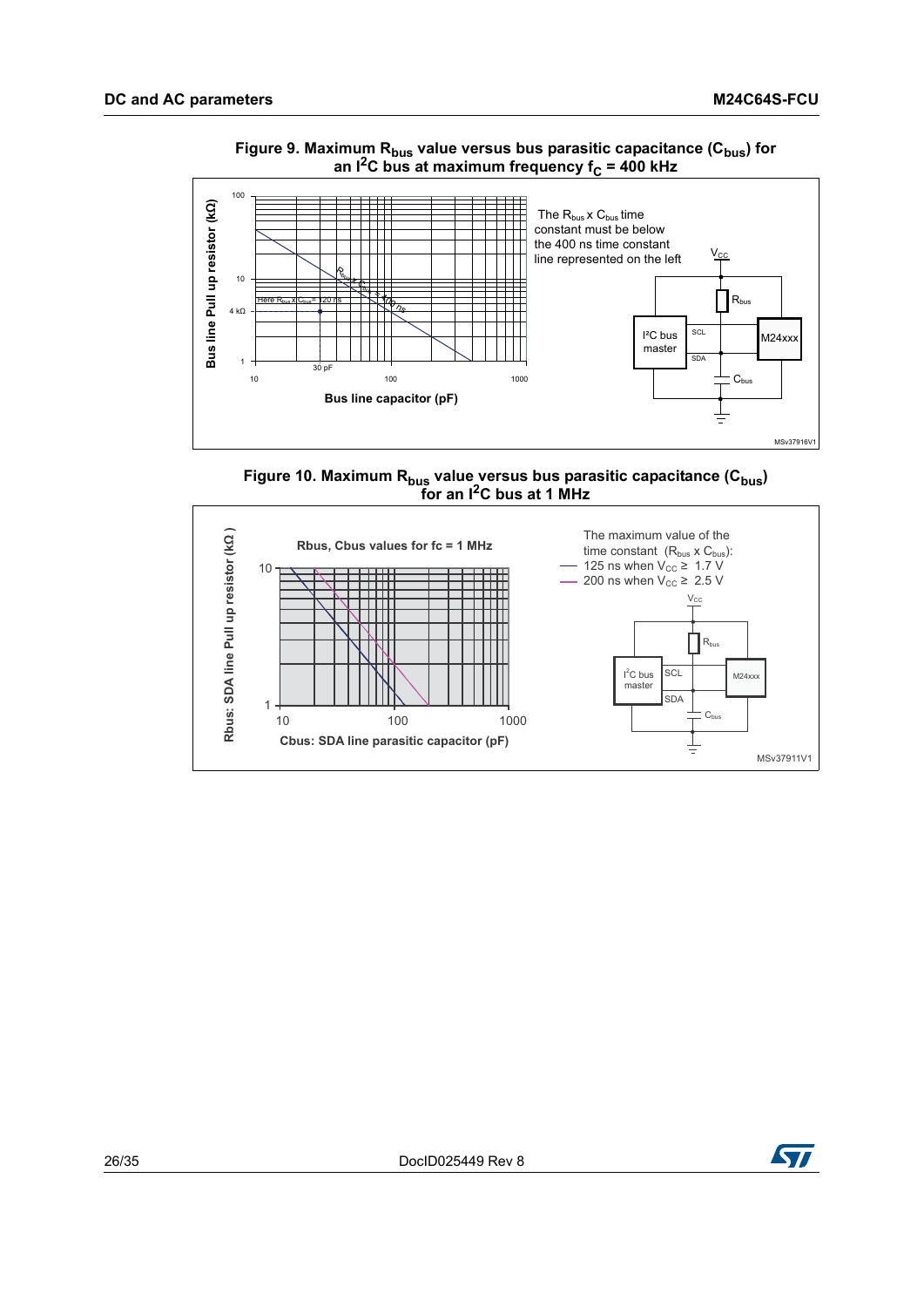**Figure 9. Maximum $R_{bus}$ value versus bus parasitic capacitance ($C_{bus}$) for an $I^2C$ bus at maximum frequency $f_C$ = 400 kHz**

Bus line Pull up resistor (kΩ)

100

10

4 kΩ

1

Here $R_{bus} \times C_{bus}$ = 120 ns

$R_{bus} \times C_{bus}$ = 400 ns

30 pF

10 100 1000

Bus line capacitor (pF)

The $R_{bus} \times C_{bus}$ time constant must be below the 400 ns time constant line represented on the left

$V_{CC}$

$R_{bus}$

I²C bus master

SCL

SDA

M24xxx

$C_{bus}$

MSv37916V1

**Figure 10. Maximum $R_{bus}$ value versus bus parasitic capacitance ($C_{bus}$) for an $I^2C$ bus at 1 MHz**

Rbus, Cbus values for fc = 1 MHz

Rbus: SDA line Pull up resistor (kΩ )

10

1

10 100 1000

Cbus: SDA line parasitic capacitor (pF)

The maximum value of the time constant ($R_{bus} \times C_{bus}$):

- 125 ns when $V_{CC} \geq$ 1.7 V
- 200 ns when $V_{CC} \geq$ 2.5 V

$V_{CC}$

$R_{bus}$

$I^2C$ bus master

SCL

SDA

M24xxx

$C_{bus}$

MSv37911V1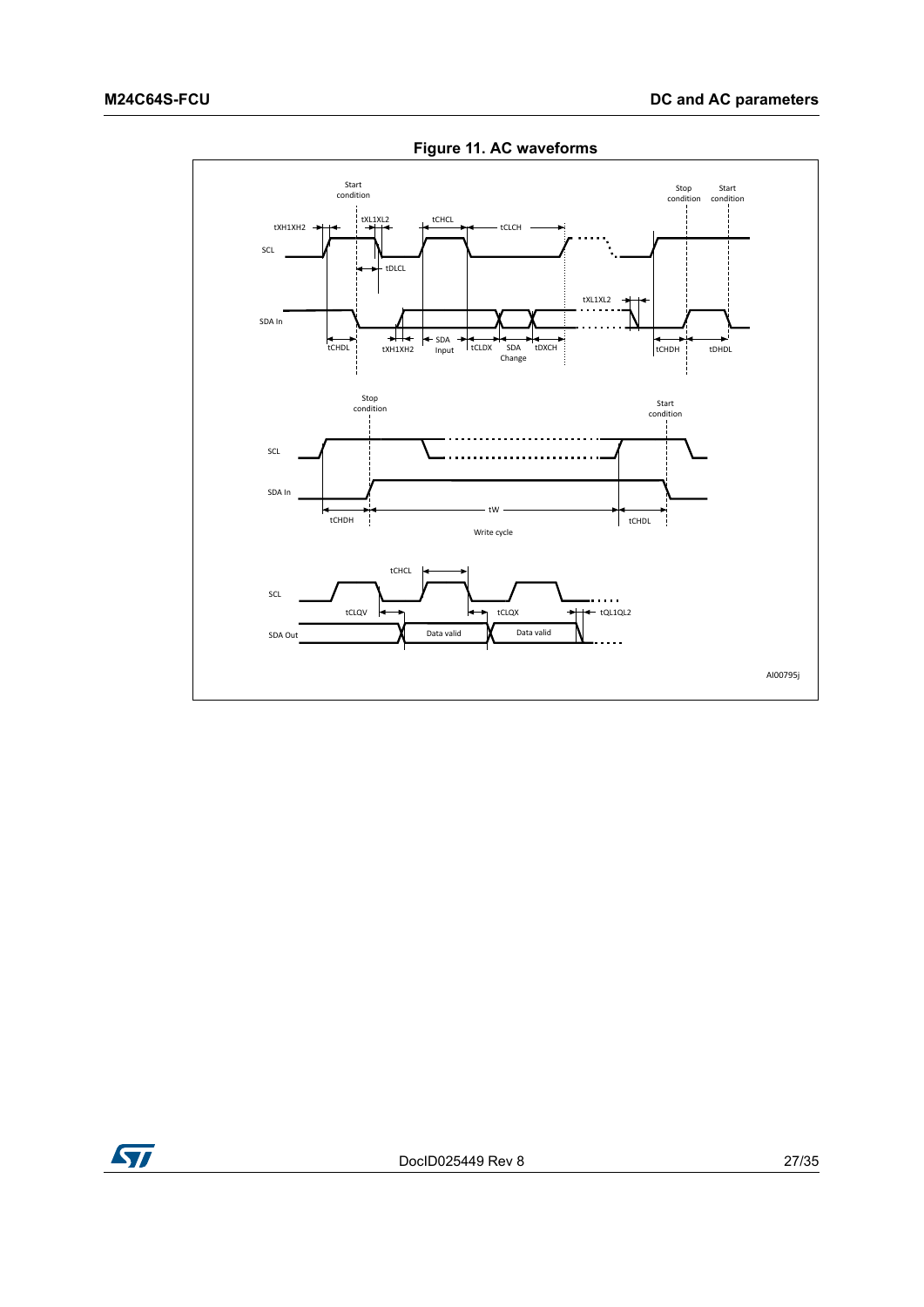**Figure 11. AC waveforms**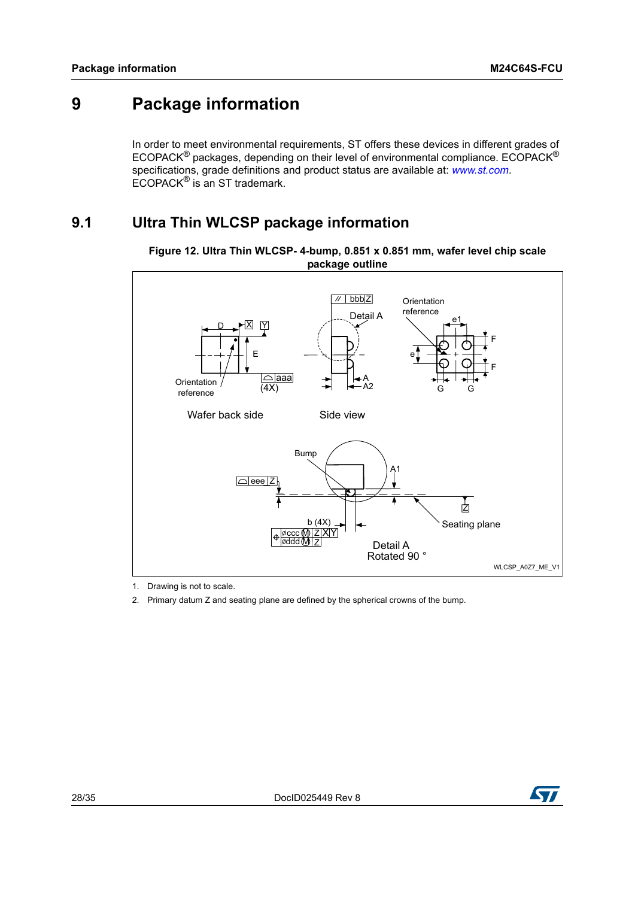# 9 Package information

In order to meet environmental requirements, ST offers these devices in different grades of ECOPACK® packages, depending on their level of environmental compliance. ECOPACK® specifications, grade definitions and product status are available at: *www.st.com*. ECOPACK® is an ST trademark.

## 9.1 Ultra Thin WLCSP package information

**Figure 12. Ultra Thin WLCSP- 4-bump, 0.851 x 0.851 mm, wafer level chip scale package outline**

1. Drawing is not to scale.
2. Primary datum Z and seating plane are defined by the spherical crowns of the bump.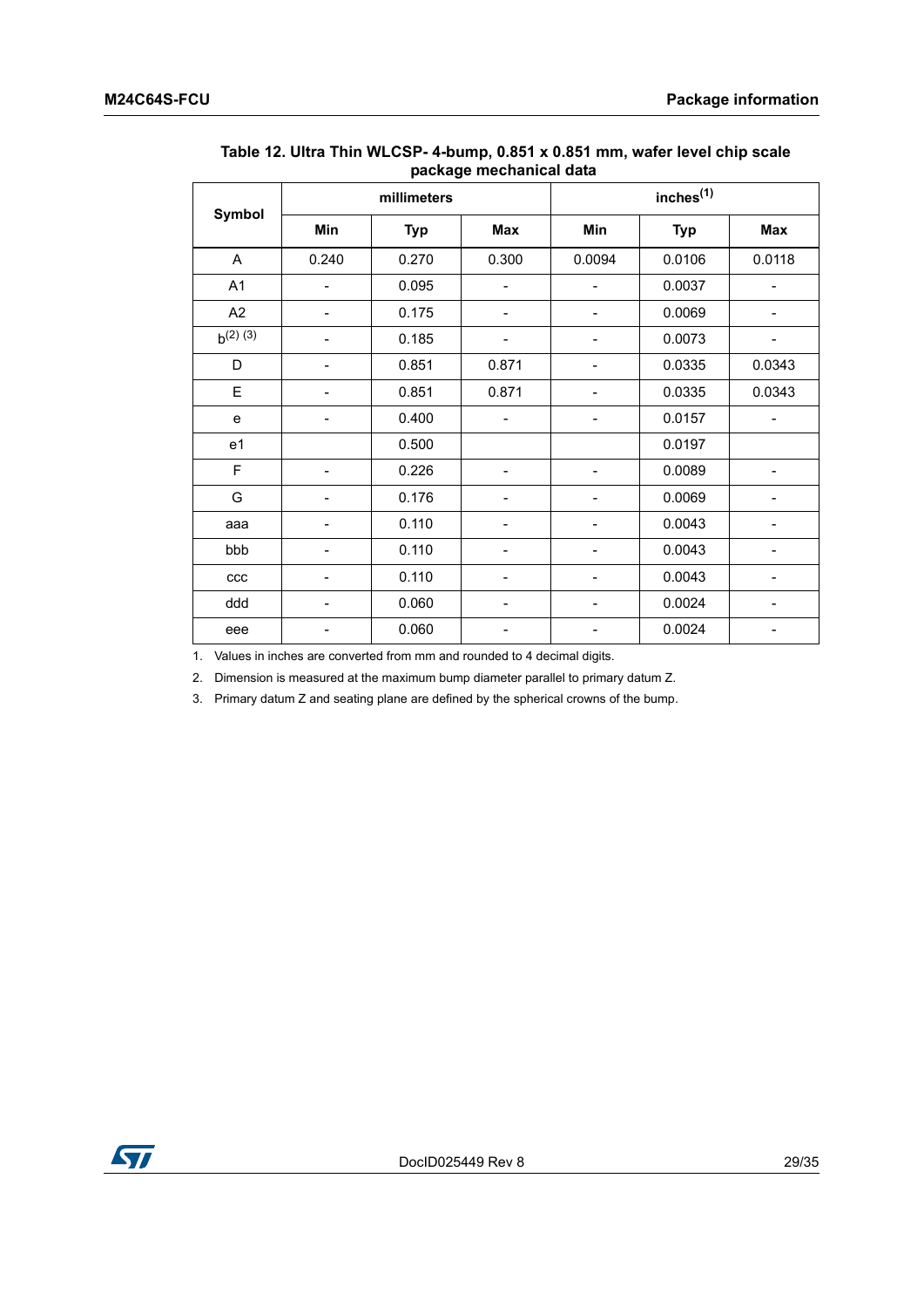**Table 12. Ultra Thin WLCSP- 4-bump, 0.851 x 0.851 mm, wafer level chip scale package mechanical data**

| Symbol | millimeters | | | inches[1] | | |
|---|---|---|---|---|---|---|
| | Min | Typ | Max | Min | Typ | Max |
| A | 0.240 | 0.270 | 0.300 | 0.0094 | 0.0106 | 0.0118 |
| A1 | - | 0.095 | - | - | 0.0037 | - |
| A2 | - | 0.175 | - | - | 0.0069 | - |
| b[2] [3] | - | 0.185 | - | - | 0.0073 | - |
| D | - | 0.851 | 0.871 | - | 0.0335 | 0.0343 |
| E | - | 0.851 | 0.871 | - | 0.0335 | 0.0343 |
| e | - | 0.400 | - | - | 0.0157 | - |
| e1 | | 0.500 | | | 0.0197 | |
| F | - | 0.226 | - | - | 0.0089 | - |
| G | - | 0.176 | - | - | 0.0069 | - |
| aaa | - | 0.110 | - | - | 0.0043 | - |
| bbb | - | 0.110 | - | - | 0.0043 | - |
| ccc | - | 0.110 | - | - | 0.0043 | - |
| ddd | - | 0.060 | - | - | 0.0024 | - |
| eee | - | 0.060 | - | - | 0.0024 | - |

1. Values in inches are converted from mm and rounded to 4 decimal digits.
2. Dimension is measured at the maximum bump diameter parallel to primary datum Z.
3. Primary datum Z and seating plane are defined by the spherical crowns of the bump.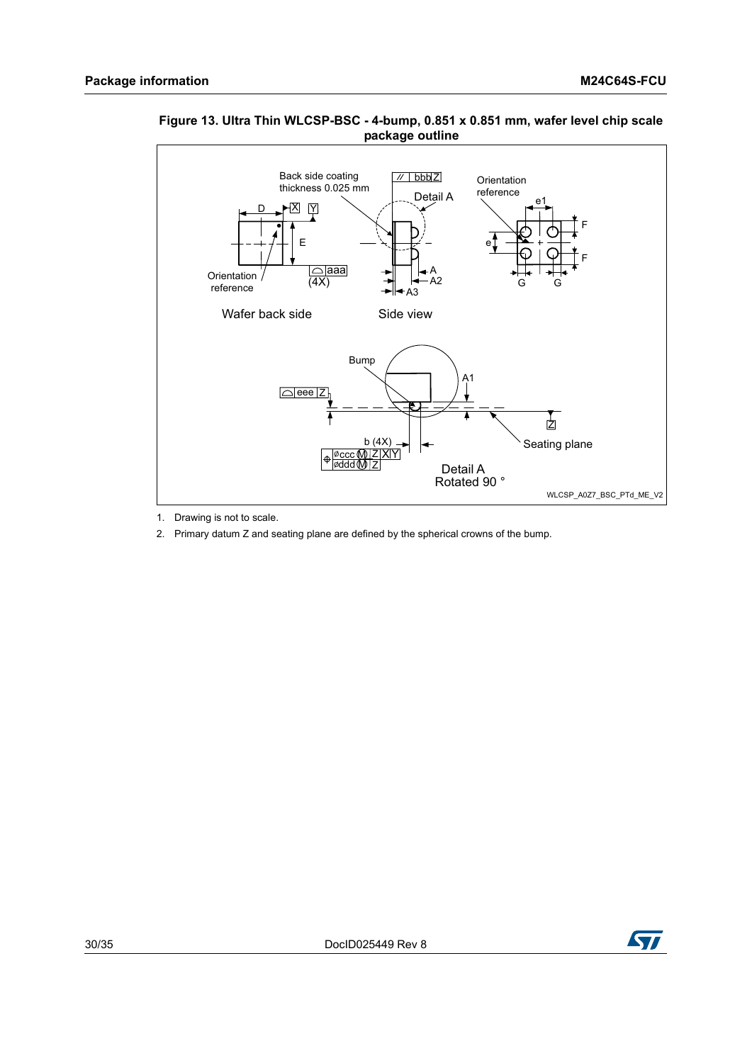**Figure 13. Ultra Thin WLCSP-BSC - 4-bump, 0.851 x 0.851 mm, wafer level chip scale package outline**

1. Drawing is not to scale.
2. Primary datum Z and seating plane are defined by the spherical crowns of the bump.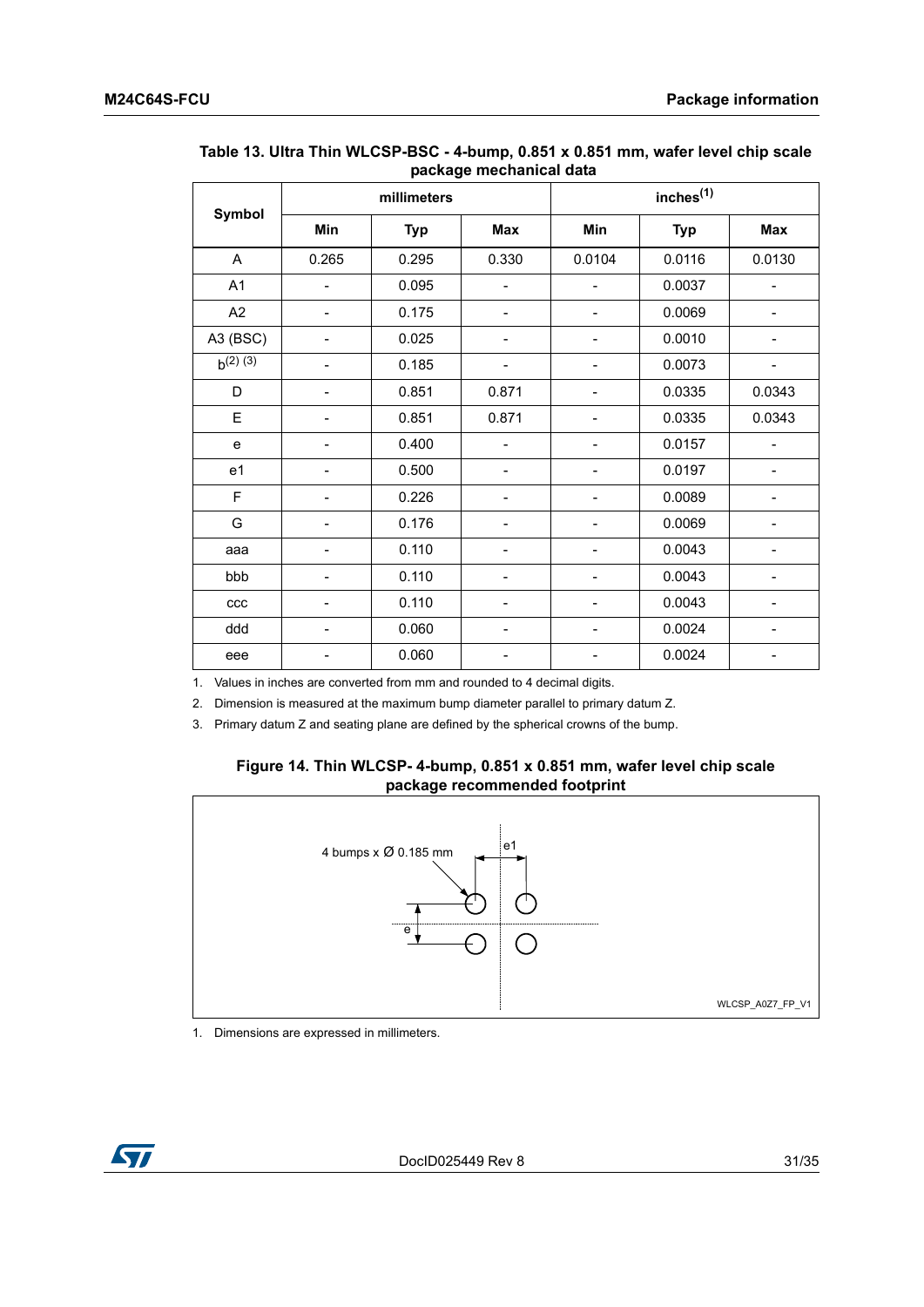**Table 13. Ultra Thin WLCSP-BSC - 4-bump, 0.851 x 0.851 mm, wafer level chip scale package mechanical data**

| Symbol | millimeters | | | inches[(1)] | | |
|---|---|---|---|---|---|---|
| | Min | Typ | Max | Min | Typ | Max |
| A | 0.265 | 0.295 | 0.330 | 0.0104 | 0.0116 | 0.0130 |
| A1 | - | 0.095 | - | - | 0.0037 | - |
| A2 | - | 0.175 | - | - | 0.0069 | - |
| A3 (BSC) | - | 0.025 | - | - | 0.0010 | - |
| b[(2) (3)] | - | 0.185 | - | - | 0.0073 | - |
| D | - | 0.851 | 0.871 | - | 0.0335 | 0.0343 |
| E | - | 0.851 | 0.871 | - | 0.0335 | 0.0343 |
| e | - | 0.400 | - | - | 0.0157 | - |
| e1 | - | 0.500 | - | - | 0.0197 | - |
| F | - | 0.226 | - | - | 0.0089 | - |
| G | - | 0.176 | - | - | 0.0069 | - |
| aaa | - | 0.110 | - | - | 0.0043 | - |
| bbb | - | 0.110 | - | - | 0.0043 | - |
| ccc | - | 0.110 | - | - | 0.0043 | - |
| ddd | - | 0.060 | - | - | 0.0024 | - |
| eee | - | 0.060 | - | - | 0.0024 | - |

1. Values in inches are converted from mm and rounded to 4 decimal digits.
2. Dimension is measured at the maximum bump diameter parallel to primary datum Z.
3. Primary datum Z and seating plane are defined by the spherical crowns of the bump.

**Figure 14. Thin WLCSP- 4-bump, 0.851 x 0.851 mm, wafer level chip scale package recommended footprint**

4 bumps x Ø 0.185 mm

e1

e

WLCSP_A0Z7_FP_V1

1. Dimensions are expressed in millimeters.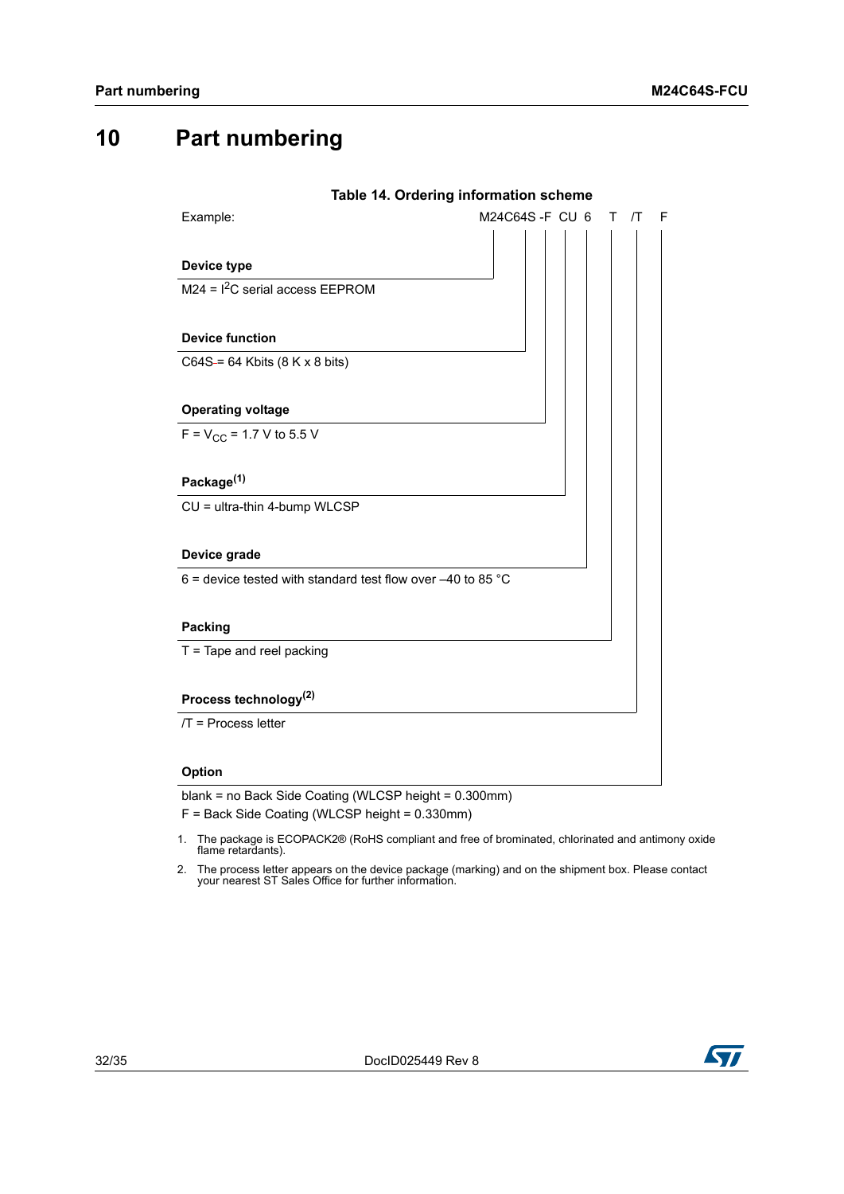# 10 Part numbering

**Table 14. Ordering information scheme**

Example: M24C64S -F CU 6 T /T F

**Device type**

M24 = I²C serial access EEPROM

**Device function**

C64S = 64 Kbits (8 K x 8 bits)

**Operating voltage**

F = $V_{CC}$ = 1.7 V to 5.5 V

**Package**(1)

CU = ultra-thin 4-bump WLCSP

**Device grade**

6 = device tested with standard test flow over –40 to 85 °C

**Packing**

T = Tape and reel packing

**Process technology**(2)

/T = Process letter

**Option**

blank = no Back Side Coating (WLCSP height = 0.300mm)

F = Back Side Coating (WLCSP height = 0.330mm)

1. The package is ECOPACK2® (RoHS compliant and free of brominated, chlorinated and antimony oxide flame retardants).
2. The process letter appears on the device package (marking) and on the shipment box. Please contact your nearest ST Sales Office for further information.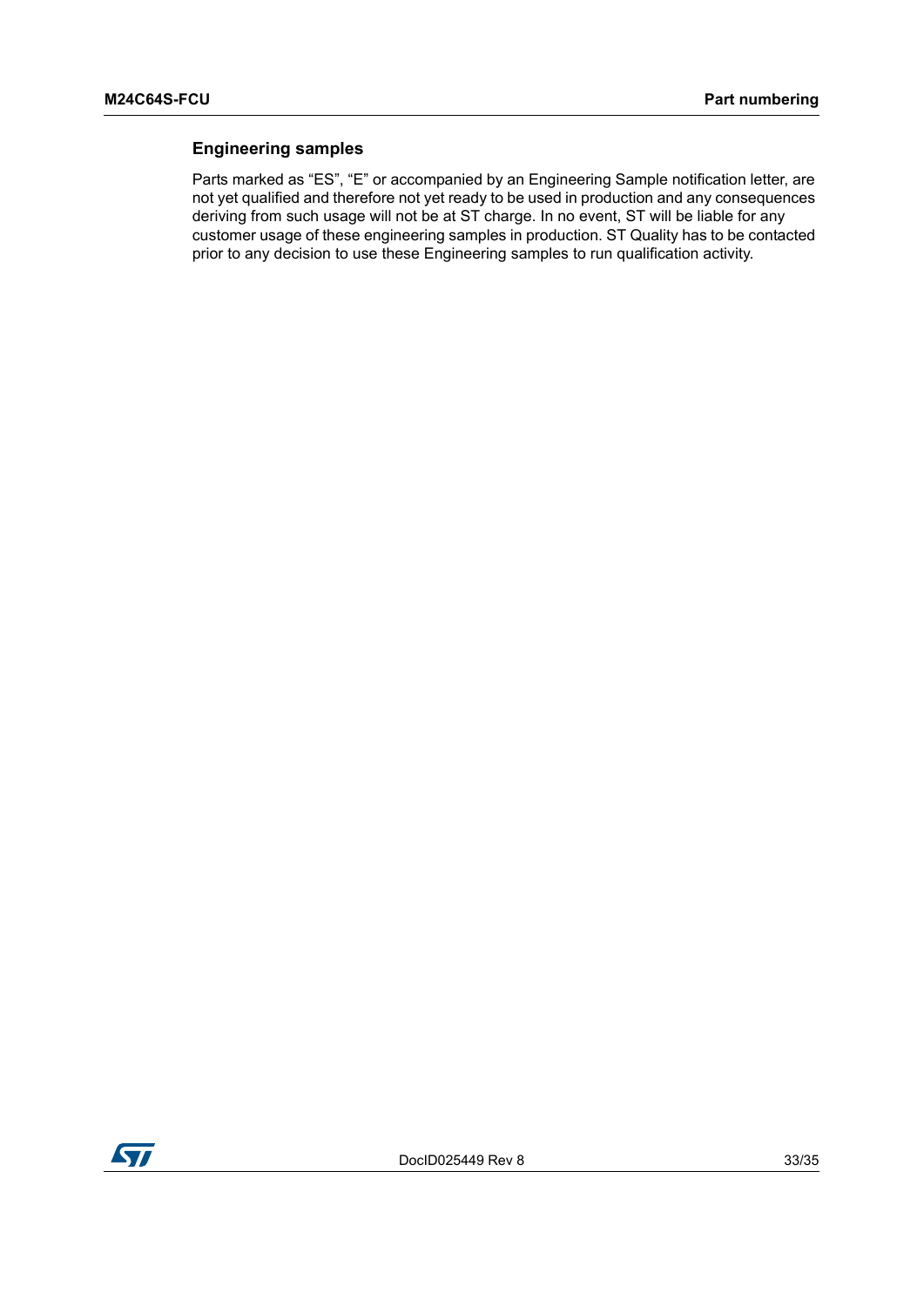## Engineering samples

Parts marked as “ES”, “E” or accompanied by an Engineering Sample notification letter, are not yet qualified and therefore not yet ready to be used in production and any consequences deriving from such usage will not be at ST charge. In no event, ST will be liable for any customer usage of these engineering samples in production. ST Quality has to be contacted prior to any decision to use these Engineering samples to run qualification activity.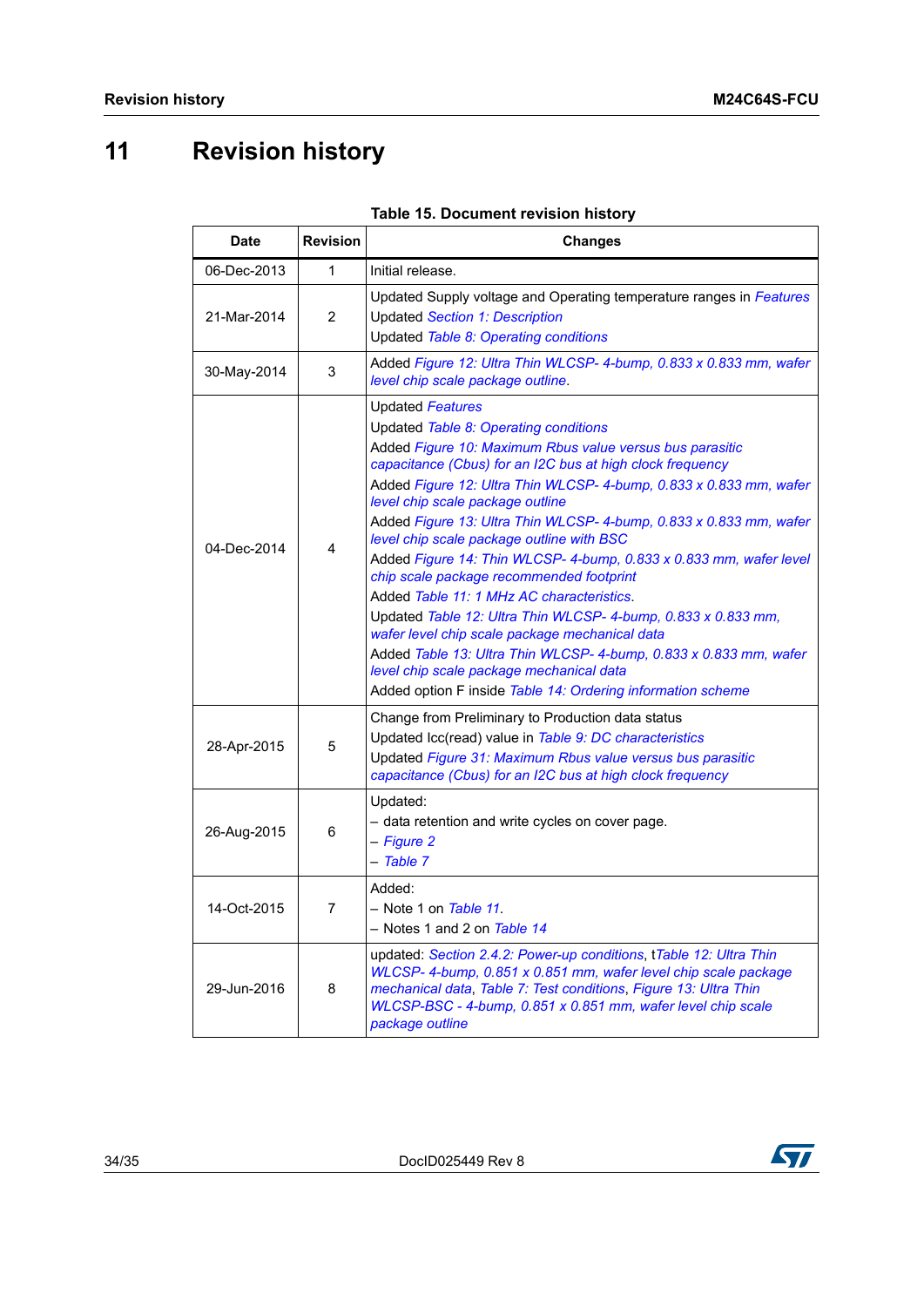# 11 Revision history

**Table 15. Document revision history**

| Date | Revision | Changes |
|---|---|---|
| 06-Dec-2013 | 1 | Initial release. |
| 21-Mar-2014 | 2 | Updated Supply voltage and Operating temperature ranges in *Features*<br>Updated *Section 1: Description*<br>Updated *Table 8: Operating conditions* |
| 30-May-2014 | 3 | Added *Figure 12: Ultra Thin WLCSP- 4-bump, 0.833 x 0.833 mm, wafer level chip scale package outline*. |
| 04-Dec-2014 | 4 | Updated *Features*<br>Updated *Table 8: Operating conditions*<br>Added *Figure 10: Maximum Rbus value versus bus parasitic capacitance (Cbus) for an I2C bus at high clock frequency*<br>Added *Figure 12: Ultra Thin WLCSP- 4-bump, 0.833 x 0.833 mm, wafer level chip scale package outline*<br>Added *Figure 13: Ultra Thin WLCSP- 4-bump, 0.833 x 0.833 mm, wafer level chip scale package outline with BSC*<br>Added *Figure 14: Thin WLCSP- 4-bump, 0.833 x 0.833 mm, wafer level chip scale package recommended footprint*<br>Added *Table 11: 1 MHz AC characteristics*.<br>Updated *Table 12: Ultra Thin WLCSP- 4-bump, 0.833 x 0.833 mm, wafer level chip scale package mechanical data*<br>Added *Table 13: Ultra Thin WLCSP- 4-bump, 0.833 x 0.833 mm, wafer level chip scale package mechanical data*<br>Added option F inside *Table 14: Ordering information scheme* |
| 28-Apr-2015 | 5 | Change from Preliminary to Production data status<br>Updated Icc(read) value in *Table 9: DC characteristics*<br>Updated *Figure 31: Maximum Rbus value versus bus parasitic capacitance (Cbus) for an I2C bus at high clock frequency* |
| 26-Aug-2015 | 6 | Updated:<br>– data retention and write cycles on cover page.<br>– *Figure 2*<br>– *Table 7* |
| 14-Oct-2015 | 7 | Added:<br>– Note 1 on *Table 11*.<br>– Notes 1 and 2 on *Table 14* |
| 29-Jun-2016 | 8 | updated: *Section 2.4.2: Power-up conditions*, t*Table 12: Ultra Thin WLCSP- 4-bump, 0.851 x 0.851 mm, wafer level chip scale package mechanical data*, *Table 7: Test conditions*, *Figure 13: Ultra Thin WLCSP-BSC - 4-bump, 0.851 x 0.851 mm, wafer level chip scale package outline* |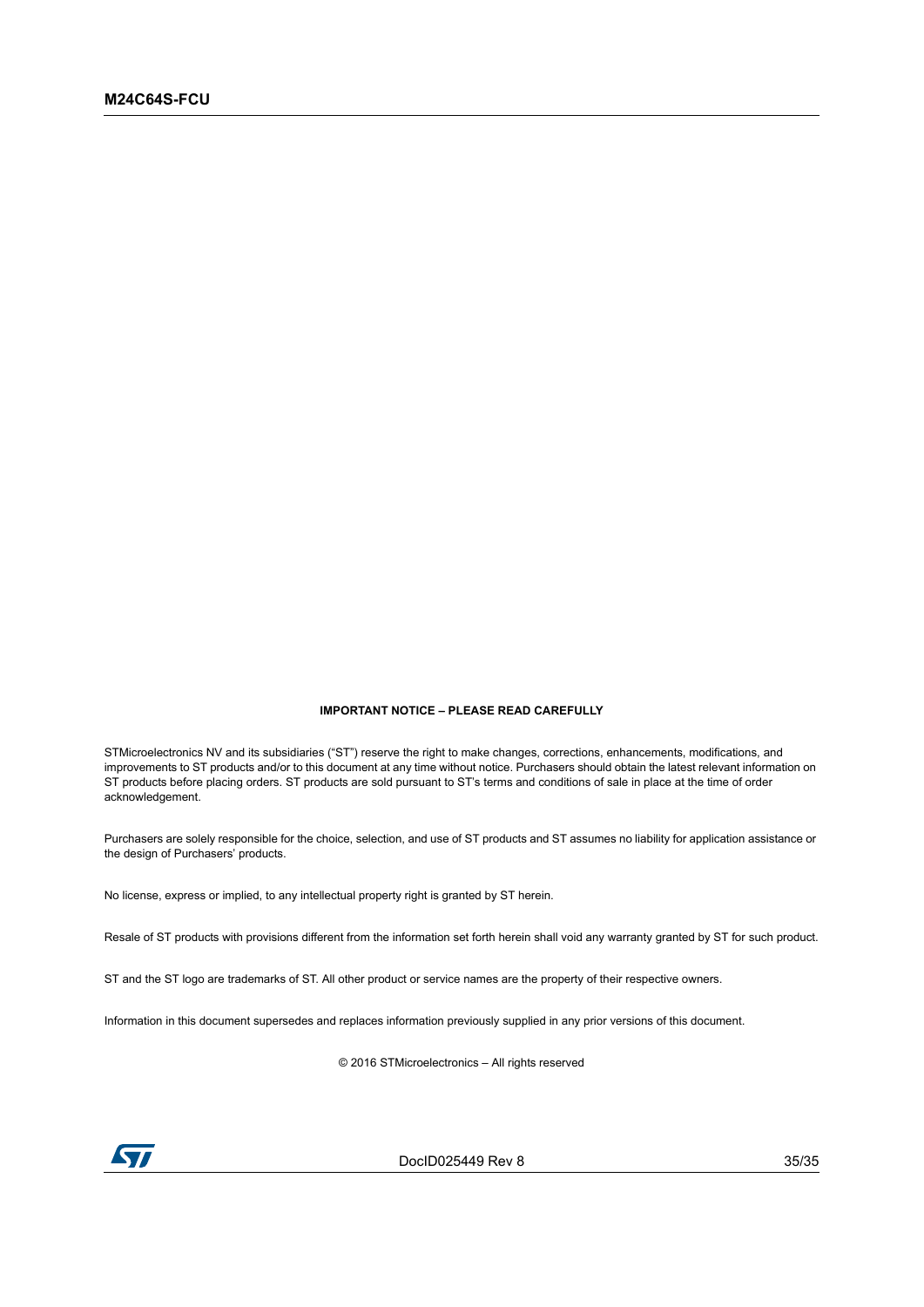**IMPORTANT NOTICE – PLEASE READ CAREFULLY**

STMicroelectronics NV and its subsidiaries ("ST") reserve the right to make changes, corrections, enhancements, modifications, and improvements to ST products and/or to this document at any time without notice. Purchasers should obtain the latest relevant information on ST products before placing orders. ST products are sold pursuant to ST's terms and conditions of sale in place at the time of order acknowledgement.

Purchasers are solely responsible for the choice, selection, and use of ST products and ST assumes no liability for application assistance or the design of Purchasers' products.

No license, express or implied, to any intellectual property right is granted by ST herein.

Resale of ST products with provisions different from the information set forth herein shall void any warranty granted by ST for such product.

ST and the ST logo are trademarks of ST. All other product or service names are the property of their respective owners.

Information in this document supersedes and replaces information previously supplied in any prior versions of this document.

© 2016 STMicroelectronics – All rights reserved